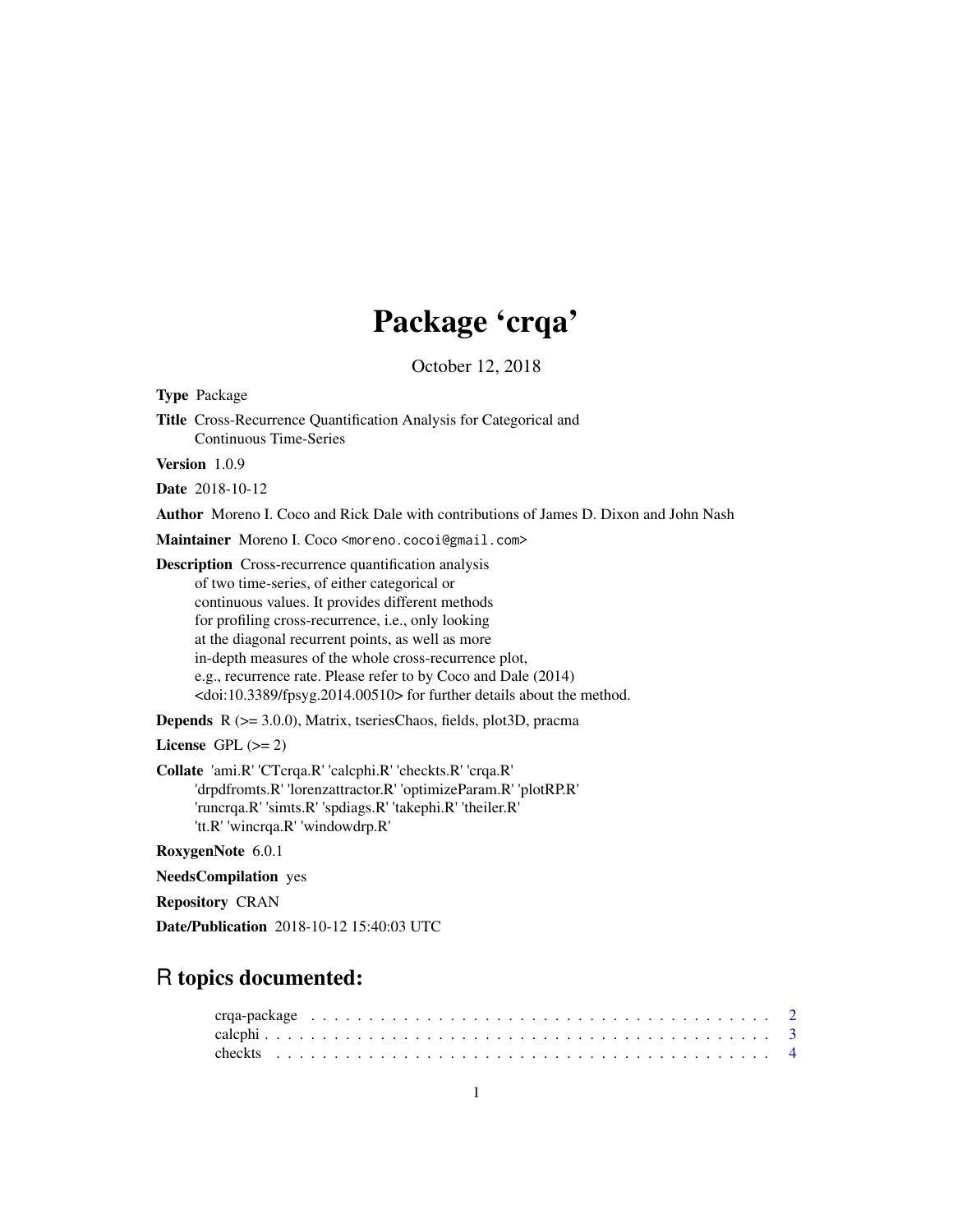# Package 'crqa'

October 12, 2018

**Type** Package

**Title** Cross-Recurrence Quantification Analysis for Categorical and Continuous Time-Series

**Version** 1.0.9

**Date** 2018-10-12

**Author** Moreno I. Coco and Rick Dale with contributions of James D. Dixon and John Nash

**Maintainer** Moreno I. Coco <moreno.cocoi@gmail.com>

**Description** Cross-recurrence quantification analysis of two time-series, of either categorical or continuous values. It provides different methods for profiling cross-recurrence, i.e., only looking at the diagonal recurrent points, as well as more in-depth measures of the whole cross-recurrence plot, e.g., recurrence rate. Please refer to by Coco and Dale (2014) <doi:10.3389/fpsyg.2014.00510> for further details about the method.

**Depends** R (>= 3.0.0), Matrix, tseriesChaos, fields, plot3D, pracma

**License** GPL (>= 2)

**Collate** 'ami.R' 'CTcrqa.R' 'calcphi.R' 'checkts.R' 'crqa.R' 'drpdfromts.R' 'lorenzattractor.R' 'optimizeParam.R' 'plotRP.R' 'runcrqa.R' 'simts.R' 'spdiags.R' 'takephi.R' 'theiler.R' 'tt.R' 'wincrqa.R' 'windowdrp.R'

**RoxygenNote** 6.0.1

**NeedsCompilation** yes

**Repository** CRAN

**Date/Publication** 2018-10-12 15:40:03 UTC

## R topics documented:

crqa-package . . . . . . . . . . . . . . . . . . . . . . . . . . . . . . . . . . . . . . . . 2
calcphi . . . . . . . . . . . . . . . . . . . . . . . . . . . . . . . . . . . . . . . . . . . 3
checkts . . . . . . . . . . . . . . . . . . . . . . . . . . . . . . . . . . . . . . . . . . . 4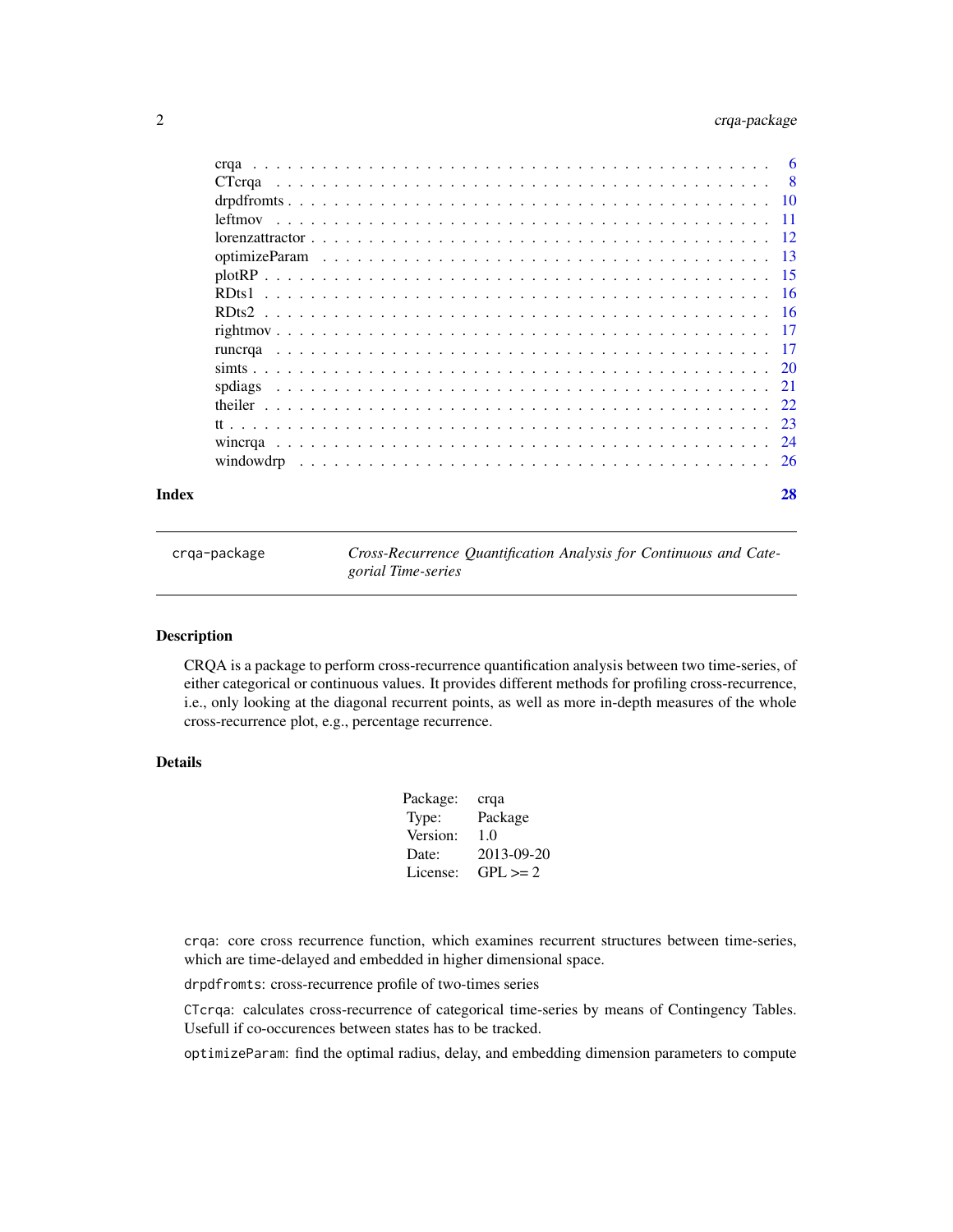| | |
|---|---|
| crqa | 6 |
| CTcrqa | 8 |
| drpdfromts | 10 |
| leftmov | 11 |
| lorenzattractor | 12 |
| optimizeParam | 13 |
| plotRP | 15 |
| RDts1 | 16 |
| RDts2 | 16 |
| rightmov | 17 |
| runcrqa | 17 |
| simts | 20 |
| spdiags | 21 |
| theiler | 22 |
| tt | 23 |
| wincrqa | 24 |
| windowdrp | 26 |

**Index** **28**

---

`crqa-package` *Cross-Recurrence Quantification Analysis for Continuous and Categorial Time-series*

---

## Description

CRQA is a package to perform cross-recurrence quantification analysis between two time-series, of either categorical or continuous values. It provides different methods for profiling cross-recurrence, i.e., only looking at the diagonal recurrent points, as well as more in-depth measures of the whole cross-recurrence plot, e.g., percentage recurrence.

## Details

| | |
|---|---|
| Package: | crqa |
| Type: | Package |
| Version: | 1.0 |
| Date: | 2013-09-20 |
| License: | GPL >= 2 |

`crqa`: core cross recurrence function, which examines recurrent structures between time-series, which are time-delayed and embedded in higher dimensional space.

`drpdfromts`: cross-recurrence profile of two-times series

`CTcrqa`: calculates cross-recurrence of categorical time-series by means of Contingency Tables. Usefull if co-occurences between states has to be tracked.

`optimizeParam`: find the optimal radius, delay, and embedding dimension parameters to compute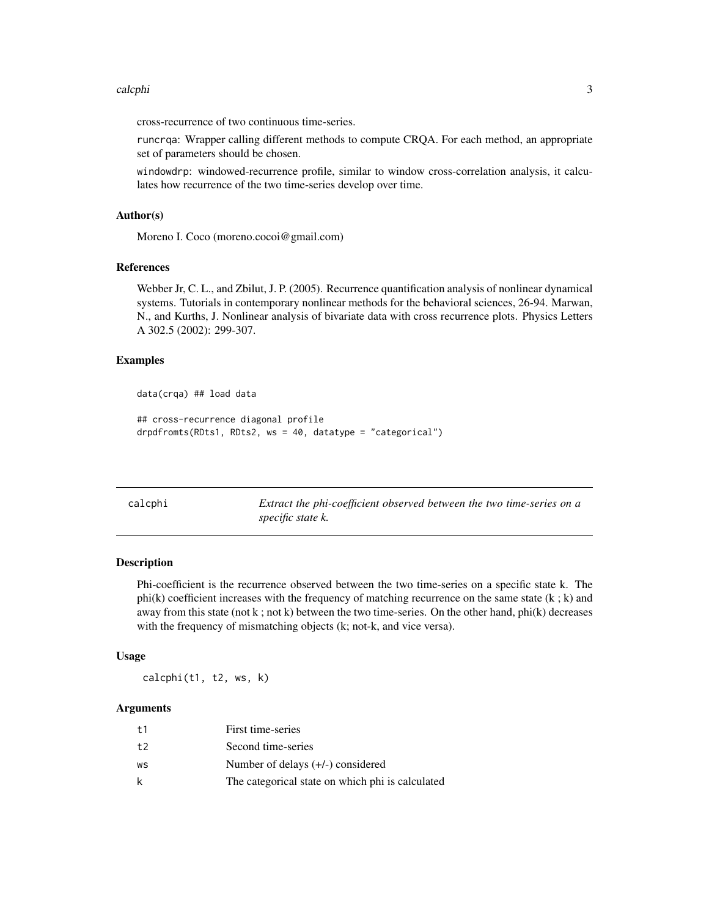cross-recurrence of two continuous time-series.

runcrqa: Wrapper calling different methods to compute CRQA. For each method, an appropriate set of parameters should be chosen.

windowdrp: windowed-recurrence profile, similar to window cross-correlation analysis, it calculates how recurrence of the two time-series develop over time.

### Author(s)

Moreno I. Coco (moreno.cocoi@gmail.com)

### References

Webber Jr, C. L., and Zbilut, J. P. (2005). Recurrence quantification analysis of nonlinear dynamical systems. Tutorials in contemporary nonlinear methods for the behavioral sciences, 26-94. Marwan, N., and Kurths, J. Nonlinear analysis of bivariate data with cross recurrence plots. Physics Letters A 302.5 (2002): 299-307.

### Examples

```
data(crqa) ## load data

## cross-recurrence diagonal profile
drpdfromts(RDts1, RDts2, ws = 40, datatype = "categorical")
```

---

## calcphi — *Extract the phi-coefficient observed between the two time-series on a specific state k.*

### Description

Phi-coefficient is the recurrence observed between the two time-series on a specific state k. The phi(k) coefficient increases with the frequency of matching recurrence on the same state (k ; k) and away from this state (not k ; not k) between the two time-series. On the other hand, phi(k) decreases with the frequency of mismatching objects (k; not-k, and vice versa).

### Usage

```
calcphi(t1, t2, ws, k)
```

### Arguments

| | |
|---|---|
| t1 | First time-series |
| t2 | Second time-series |
| ws | Number of delays (+/-) considered |
| k | The categorical state on which phi is calculated |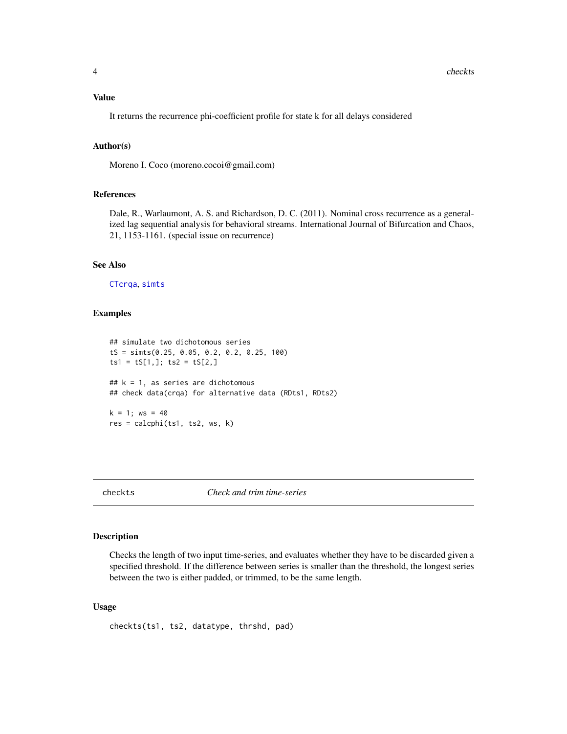### Value

It returns the recurrence phi-coefficient profile for state k for all delays considered

### Author(s)

Moreno I. Coco (moreno.cocoi@gmail.com)

### References

Dale, R., Warlaumont, A. S. and Richardson, D. C. (2011). Nominal cross recurrence as a generalized lag sequential analysis for behavioral streams. International Journal of Bifurcation and Chaos, 21, 1153-1161. (special issue on recurrence)

### See Also

CTcrqa, simts

### Examples

```
## simulate two dichotomous series
tS = simts(0.25, 0.05, 0.2, 0.2, 0.25, 100)
ts1 = tS[1,]; ts2 = tS[2,]

## k = 1, as series are dichotomous
## check data(crqa) for alternative data (RDts1, RDts2)

k = 1; ws = 40
res = calcphi(ts1, ts2, ws, k)
```

---

## checkts — *Check and trim time-series*

### Description

Checks the length of two input time-series, and evaluates whether they have to be discarded given a specified threshold. If the difference between series is smaller than the threshold, the longest series between the two is either padded, or trimmed, to be the same length.

### Usage

```
checkts(ts1, ts2, datatype, thrshd, pad)
```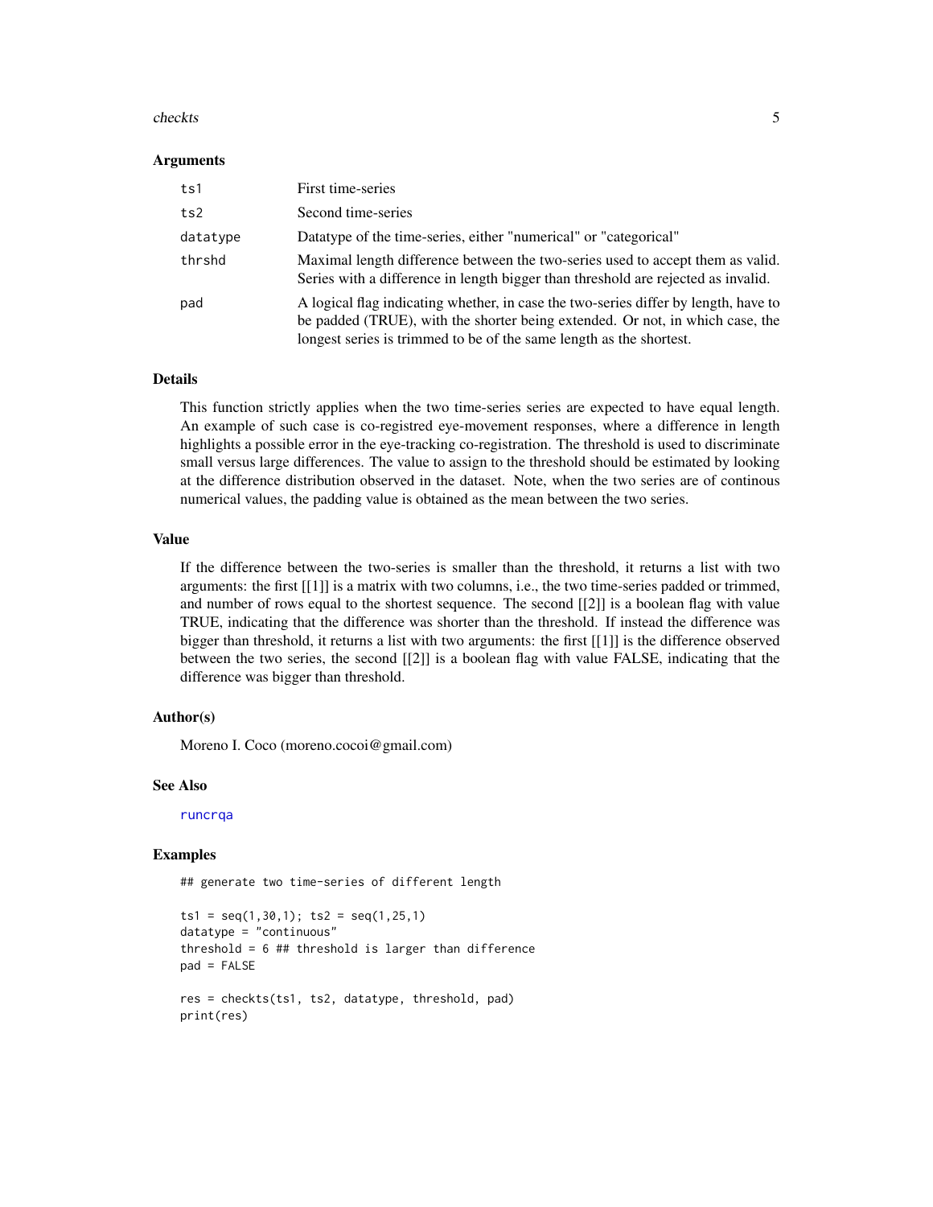### Arguments

| | |
|---|---|
| ts1 | First time-series |
| ts2 | Second time-series |
| datatype | Datatype of the time-series, either "numerical" or "categorical" |
| thrshd | Maximal length difference between the two-series used to accept them as valid. Series with a difference in length bigger than threshold are rejected as invalid. |
| pad | A logical flag indicating whether, in case the two-series differ by length, have to be padded (TRUE), with the shorter being extended. Or not, in which case, the longest series is trimmed to be of the same length as the shortest. |

### Details

This function strictly applies when the two time-series series are expected to have equal length. An example of such case is co-registred eye-movement responses, where a difference in length highlights a possible error in the eye-tracking co-registration. The threshold is used to discriminate small versus large differences. The value to assign to the threshold should be estimated by looking at the difference distribution observed in the dataset. Note, when the two series are of continous numerical values, the padding value is obtained as the mean between the two series.

### Value

If the difference between the two-series is smaller than the threshold, it returns a list with two arguments: the first [[1]] is a matrix with two columns, i.e., the two time-series padded or trimmed, and number of rows equal to the shortest sequence. The second [[2]] is a boolean flag with value TRUE, indicating that the difference was shorter than the threshold. If instead the difference was bigger than threshold, it returns a list with two arguments: the first [[1]] is the difference observed between the two series, the second [[2]] is a boolean flag with value FALSE, indicating that the difference was bigger than threshold.

### Author(s)

Moreno I. Coco (moreno.cocoi@gmail.com)

### See Also

runcrqa

### Examples

```
## generate two time-series of different length

ts1 = seq(1,30,1); ts2 = seq(1,25,1)
datatype = "continuous"
threshold = 6 ## threshold is larger than difference
pad = FALSE

res = checkts(ts1, ts2, datatype, threshold, pad)
print(res)
```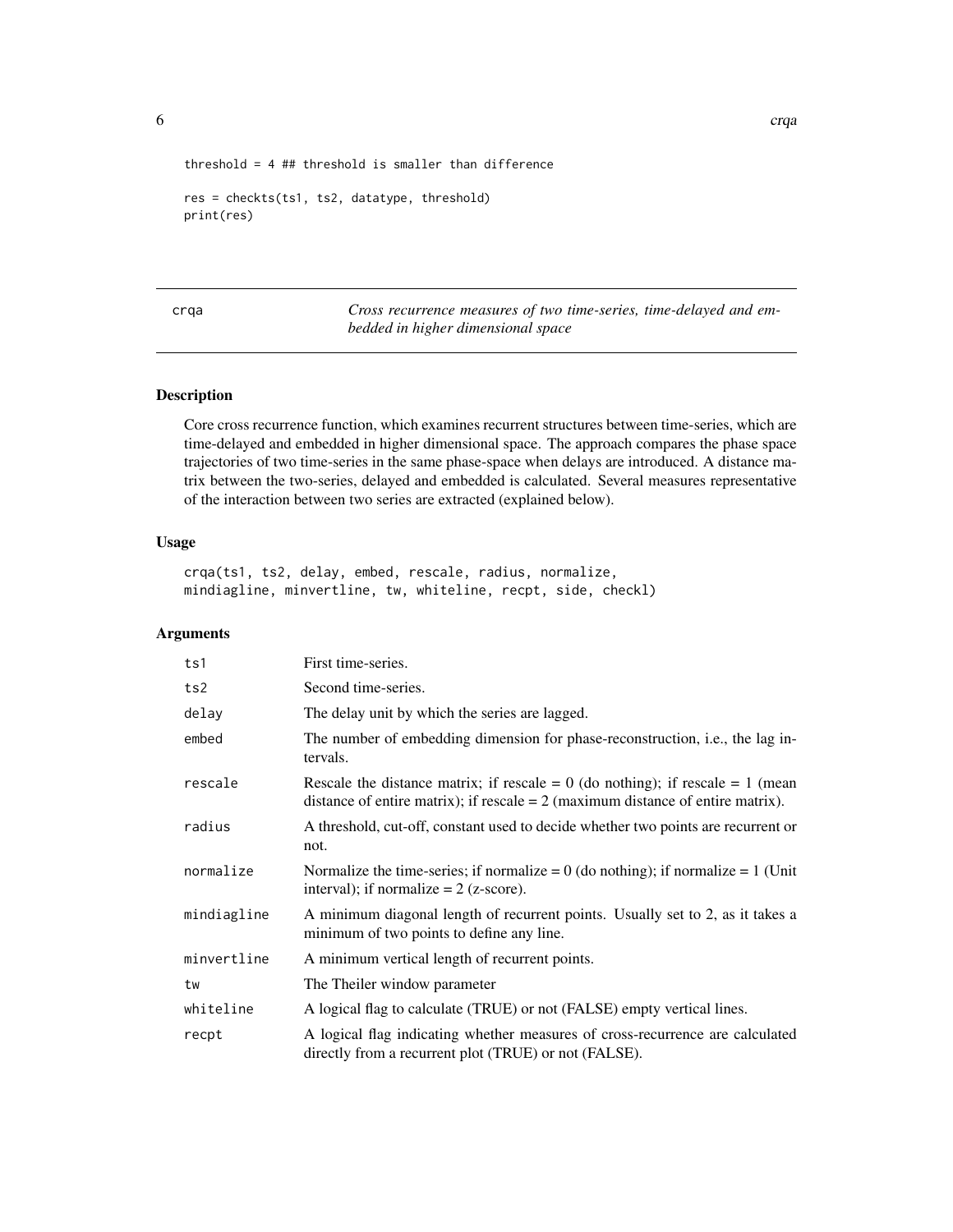```
threshold = 4 ## threshold is smaller than difference

res = checkts(ts1, ts2, datatype, threshold)
print(res)
```

## crqa — *Cross recurrence measures of two time-series, time-delayed and embedded in higher dimensional space*

### Description

Core cross recurrence function, which examines recurrent structures between time-series, which are time-delayed and embedded in higher dimensional space. The approach compares the phase space trajectories of two time-series in the same phase-space when delays are introduced. A distance matrix between the two-series, delayed and embedded is calculated. Several measures representative of the interaction between two series are extracted (explained below).

### Usage

```
crqa(ts1, ts2, delay, embed, rescale, radius, normalize,
mindiagline, minvertline, tw, whiteline, recpt, side, checkl)
```

### Arguments

| Argument | Description |
|---|---|
| `ts1` | First time-series. |
| `ts2` | Second time-series. |
| `delay` | The delay unit by which the series are lagged. |
| `embed` | The number of embedding dimension for phase-reconstruction, i.e., the lag intervals. |
| `rescale` | Rescale the distance matrix; if rescale = 0 (do nothing); if rescale = 1 (mean distance of entire matrix); if rescale = 2 (maximum distance of entire matrix). |
| `radius` | A threshold, cut-off, constant used to decide whether two points are recurrent or not. |
| `normalize` | Normalize the time-series; if normalize = 0 (do nothing); if normalize = 1 (Unit interval); if normalize = 2 (z-score). |
| `mindiagline` | A minimum diagonal length of recurrent points. Usually set to 2, as it takes a minimum of two points to define any line. |
| `minvertline` | A minimum vertical length of recurrent points. |
| `tw` | The Theiler window parameter |
| `whiteline` | A logical flag to calculate (TRUE) or not (FALSE) empty vertical lines. |
| `recpt` | A logical flag indicating whether measures of cross-recurrence are calculated directly from a recurrent plot (TRUE) or not (FALSE). |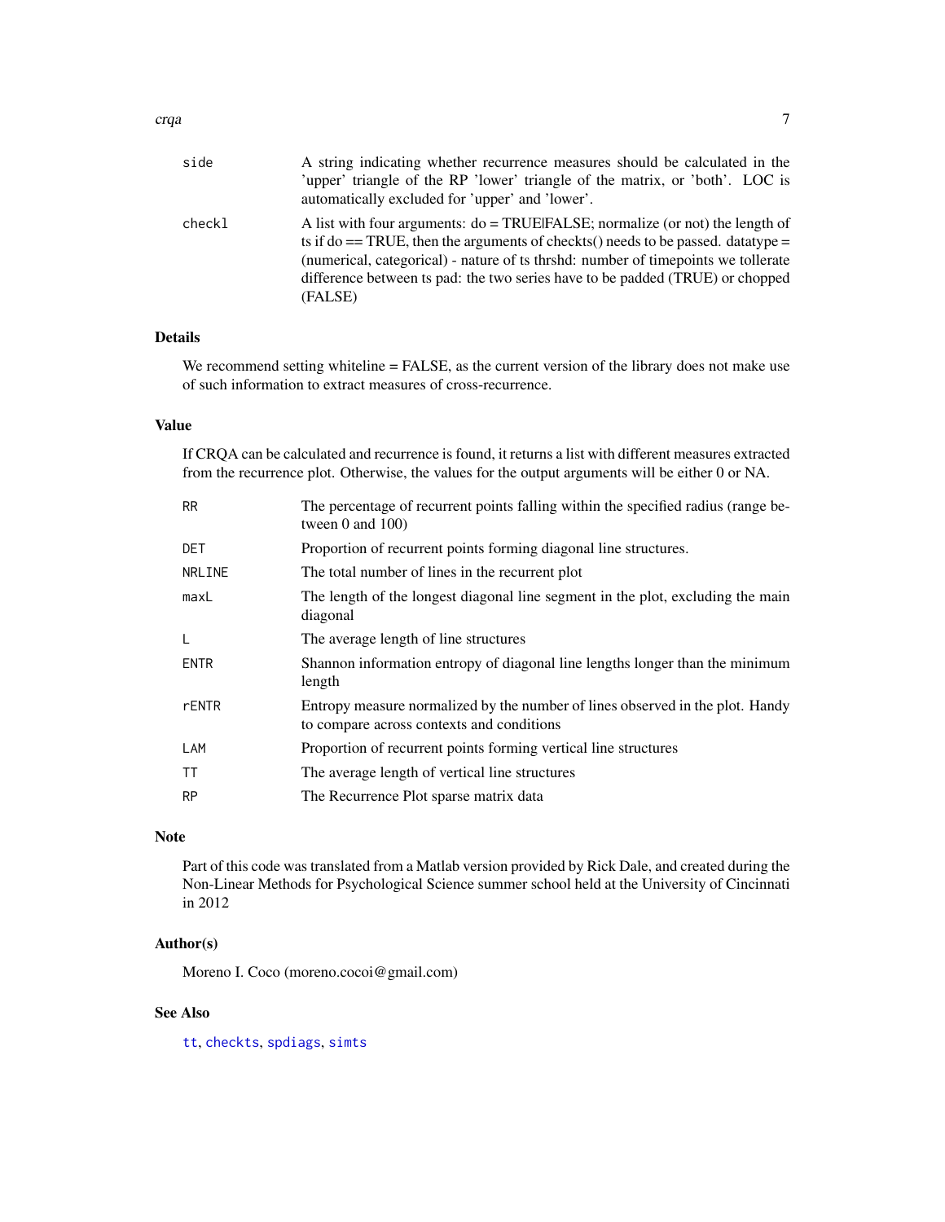| | |
|---|---|
| side | A string indicating whether recurrence measures should be calculated in the 'upper' triangle of the RP 'lower' triangle of the matrix, or 'both'. LOC is automatically excluded for 'upper' and 'lower'. |
| checkl | A list with four arguments: do = TRUE\|FALSE; normalize (or not) the length of ts if do == TRUE, then the arguments of checkts() needs to be passed. datatype = (numerical, categorical) - nature of ts thrshd: number of timepoints we tollerate difference between ts pad: the two series have to be padded (TRUE) or chopped (FALSE) |

## Details

We recommend setting whiteline = FALSE, as the current version of the library does not make use of such information to extract measures of cross-recurrence.

## Value

If CRQA can be calculated and recurrence is found, it returns a list with different measures extracted from the recurrence plot. Otherwise, the values for the output arguments will be either 0 or NA.

| | |
|---|---|
| RR | The percentage of recurrent points falling within the specified radius (range between 0 and 100) |
| DET | Proportion of recurrent points forming diagonal line structures. |
| NRLINE | The total number of lines in the recurrent plot |
| maxL | The length of the longest diagonal line segment in the plot, excluding the main diagonal |
| L | The average length of line structures |
| ENTR | Shannon information entropy of diagonal line lengths longer than the minimum length |
| rENTR | Entropy measure normalized by the number of lines observed in the plot. Handy to compare across contexts and conditions |
| LAM | Proportion of recurrent points forming vertical line structures |
| TT | The average length of vertical line structures |
| RP | The Recurrence Plot sparse matrix data |

## Note

Part of this code was translated from a Matlab version provided by Rick Dale, and created during the Non-Linear Methods for Psychological Science summer school held at the University of Cincinnati in 2012

## Author(s)

Moreno I. Coco (moreno.cocoi@gmail.com)

## See Also

tt, checkts, spdiags, simts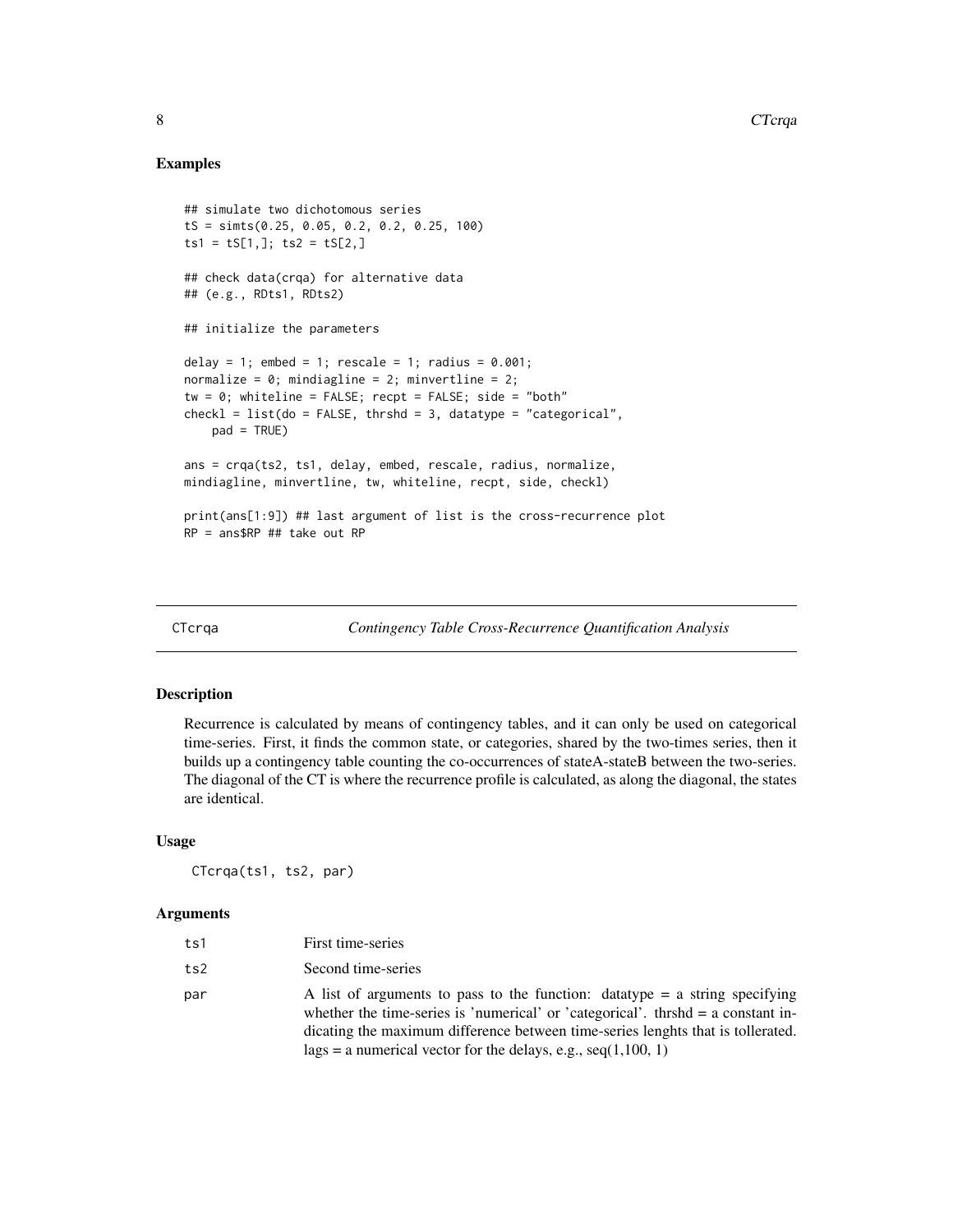## Examples

```
## simulate two dichotomous series
tS = simts(0.25, 0.05, 0.2, 0.2, 0.25, 100)
ts1 = tS[1,]; ts2 = tS[2,]

## check data(crqa) for alternative data
## (e.g., RDts1, RDts2)

## initialize the parameters

delay = 1; embed = 1; rescale = 1; radius = 0.001;
normalize = 0; mindiagline = 2; minvertline = 2;
tw = 0; whiteline = FALSE; recpt = FALSE; side = "both"
checkl = list(do = FALSE, thrshd = 3, datatype = "categorical",
    pad = TRUE)

ans = crqa(ts2, ts1, delay, embed, rescale, radius, normalize,
mindiagline, minvertline, tw, whiteline, recpt, side, checkl)

print(ans[1:9]) ## last argument of list is the cross-recurrence plot
RP = ans$RP ## take out RP
```

---

# CTcrqa — *Contingency Table Cross-Recurrence Quantification Analysis*

## Description

Recurrence is calculated by means of contingency tables, and it can only be used on categorical time-series. First, it finds the common state, or categories, shared by the two-times series, then it builds up a contingency table counting the co-occurrences of stateA-stateB between the two-series. The diagonal of the CT is where the recurrence profile is calculated, as along the diagonal, the states are identical.

## Usage

```
CTcrqa(ts1, ts2, par)
```

## Arguments

| | |
|---|---|
| ts1 | First time-series |
| ts2 | Second time-series |
| par | A list of arguments to pass to the function: datatype = a string specifying whether the time-series is 'numerical' or 'categorical'. thrshd = a constant indicating the maximum difference between time-series lenghts that is tollerated. lags = a numerical vector for the delays, e.g., seq(1,100, 1) |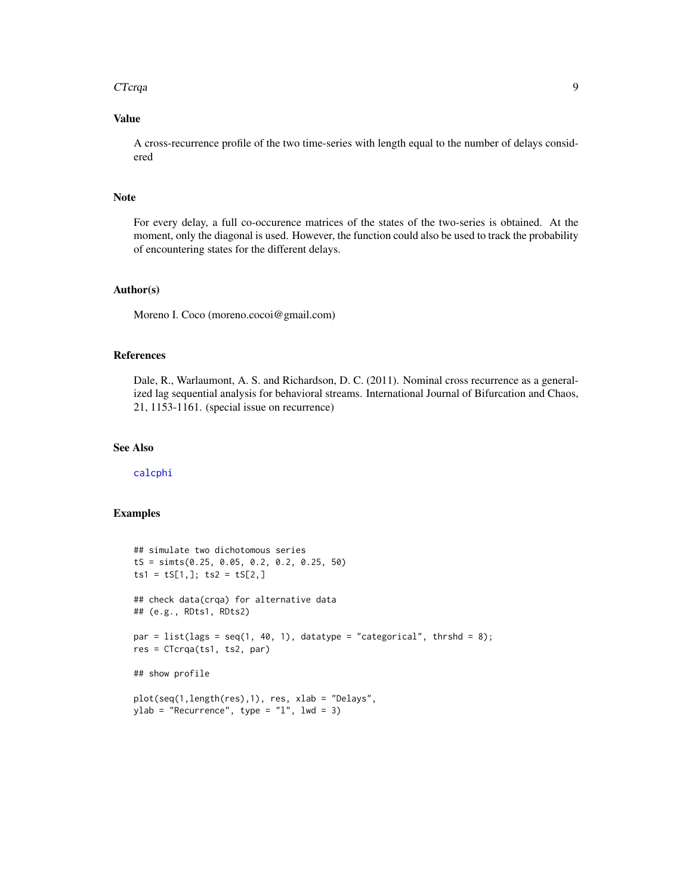## Value

A cross-recurrence profile of the two time-series with length equal to the number of delays considered

## Note

For every delay, a full co-occurence matrices of the states of the two-series is obtained. At the moment, only the diagonal is used. However, the function could also be used to track the probability of encountering states for the different delays.

## Author(s)

Moreno I. Coco (moreno.cocoi@gmail.com)

## References

Dale, R., Warlaumont, A. S. and Richardson, D. C. (2011). Nominal cross recurrence as a generalized lag sequential analysis for behavioral streams. International Journal of Bifurcation and Chaos, 21, 1153-1161. (special issue on recurrence)

## See Also

calcphi

## Examples

```
## simulate two dichotomous series
tS = simts(0.25, 0.05, 0.2, 0.2, 0.25, 50)
ts1 = tS[1,]; ts2 = tS[2,]

## check data(crqa) for alternative data
## (e.g., RDts1, RDts2)

par = list(lags = seq(1, 40, 1), datatype = "categorical", thrshd = 8);
res = CTcrqa(ts1, ts2, par)

## show profile

plot(seq(1,length(res),1), res, xlab = "Delays",
ylab = "Recurrence", type = "l", lwd = 3)
```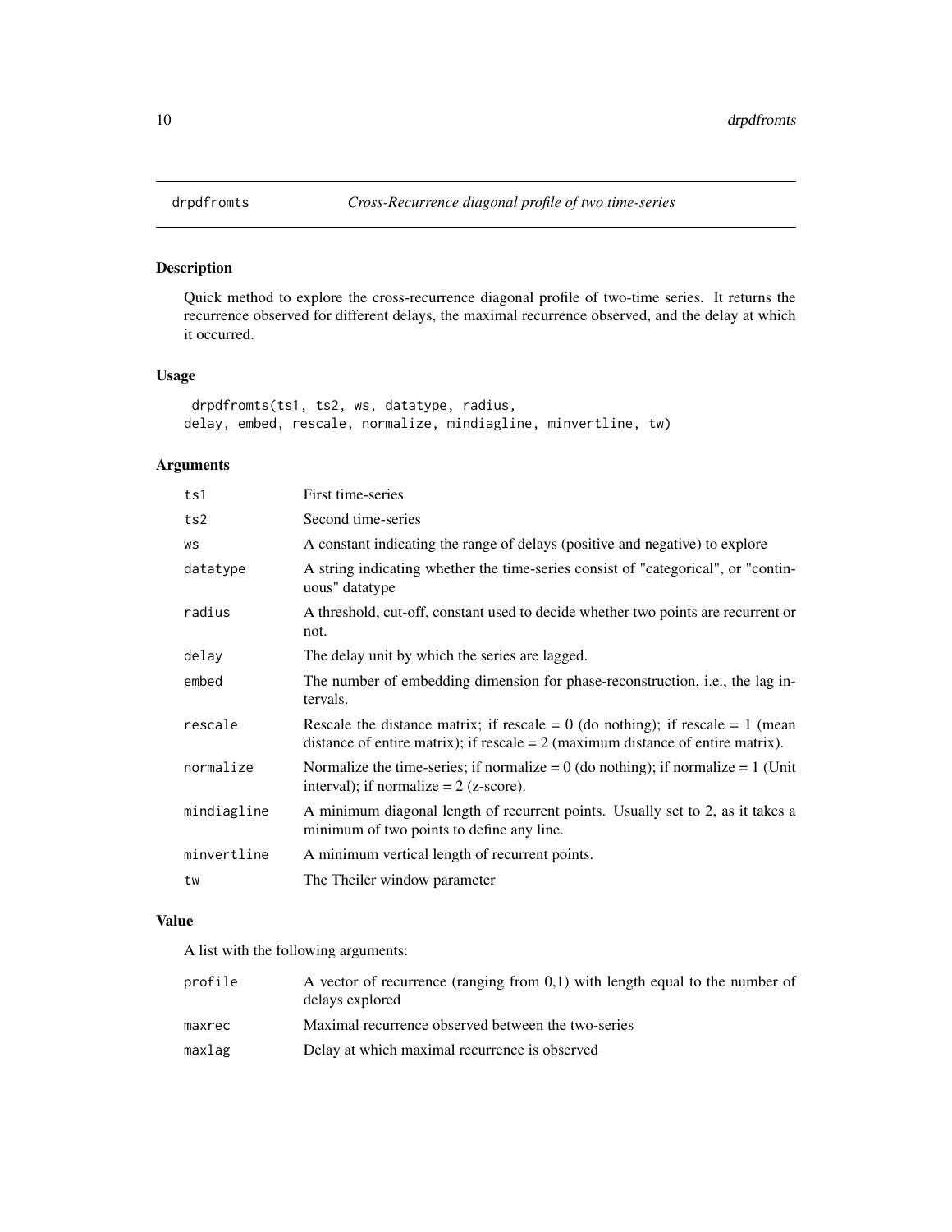# drpdfromts — *Cross-Recurrence diagonal profile of two time-series*

## Description

Quick method to explore the cross-recurrence diagonal profile of two-time series. It returns the recurrence observed for different delays, the maximal recurrence observed, and the delay at which it occurred.

## Usage

```
 drpdfromts(ts1, ts2, ws, datatype, radius,
delay, embed, rescale, normalize, mindiagline, minvertline, tw)
```

## Arguments

| | |
|---|---|
| ts1 | First time-series |
| ts2 | Second time-series |
| ws | A constant indicating the range of delays (positive and negative) to explore |
| datatype | A string indicating whether the time-series consist of "categorical", or "continuous" datatype |
| radius | A threshold, cut-off, constant used to decide whether two points are recurrent or not. |
| delay | The delay unit by which the series are lagged. |
| embed | The number of embedding dimension for phase-reconstruction, i.e., the lag intervals. |
| rescale | Rescale the distance matrix; if rescale = 0 (do nothing); if rescale = 1 (mean distance of entire matrix); if rescale = 2 (maximum distance of entire matrix). |
| normalize | Normalize the time-series; if normalize = 0 (do nothing); if normalize = 1 (Unit interval); if normalize = 2 (z-score). |
| mindiagline | A minimum diagonal length of recurrent points. Usually set to 2, as it takes a minimum of two points to define any line. |
| minvertline | A minimum vertical length of recurrent points. |
| tw | The Theiler window parameter |

## Value

A list with the following arguments:

| | |
|---|---|
| profile | A vector of recurrence (ranging from 0,1) with length equal to the number of delays explored |
| maxrec | Maximal recurrence observed between the two-series |
| maxlag | Delay at which maximal recurrence is observed |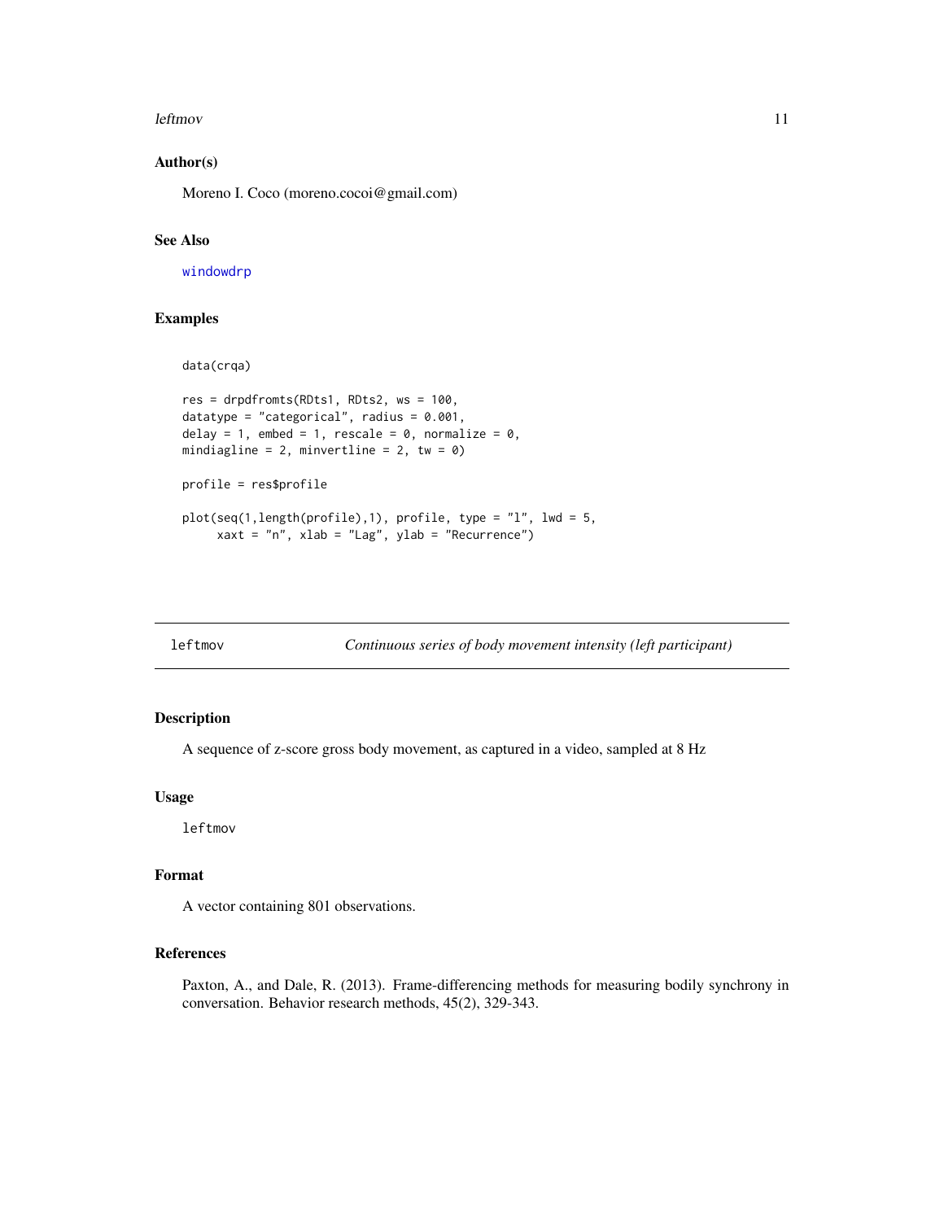### Author(s)

Moreno I. Coco (moreno.cocoi@gmail.com)

### See Also

windowdrp

### Examples

```
data(crqa)

res = drpdfromts(RDts1, RDts2, ws = 100,
datatype = "categorical", radius = 0.001,
delay = 1, embed = 1, rescale = 0, normalize = 0,
mindiagline = 2, minvertline = 2, tw = 0)

profile = res$profile

plot(seq(1,length(profile),1), profile, type = "l", lwd = 5,
     xaxt = "n", xlab = "Lag", ylab = "Recurrence")
```

---

## leftmov — *Continuous series of body movement intensity (left participant)*

### Description

A sequence of z-score gross body movement, as captured in a video, sampled at 8 Hz

### Usage

```
leftmov
```

### Format

A vector containing 801 observations.

### References

Paxton, A., and Dale, R. (2013). Frame-differencing methods for measuring bodily synchrony in conversation. Behavior research methods, 45(2), 329-343.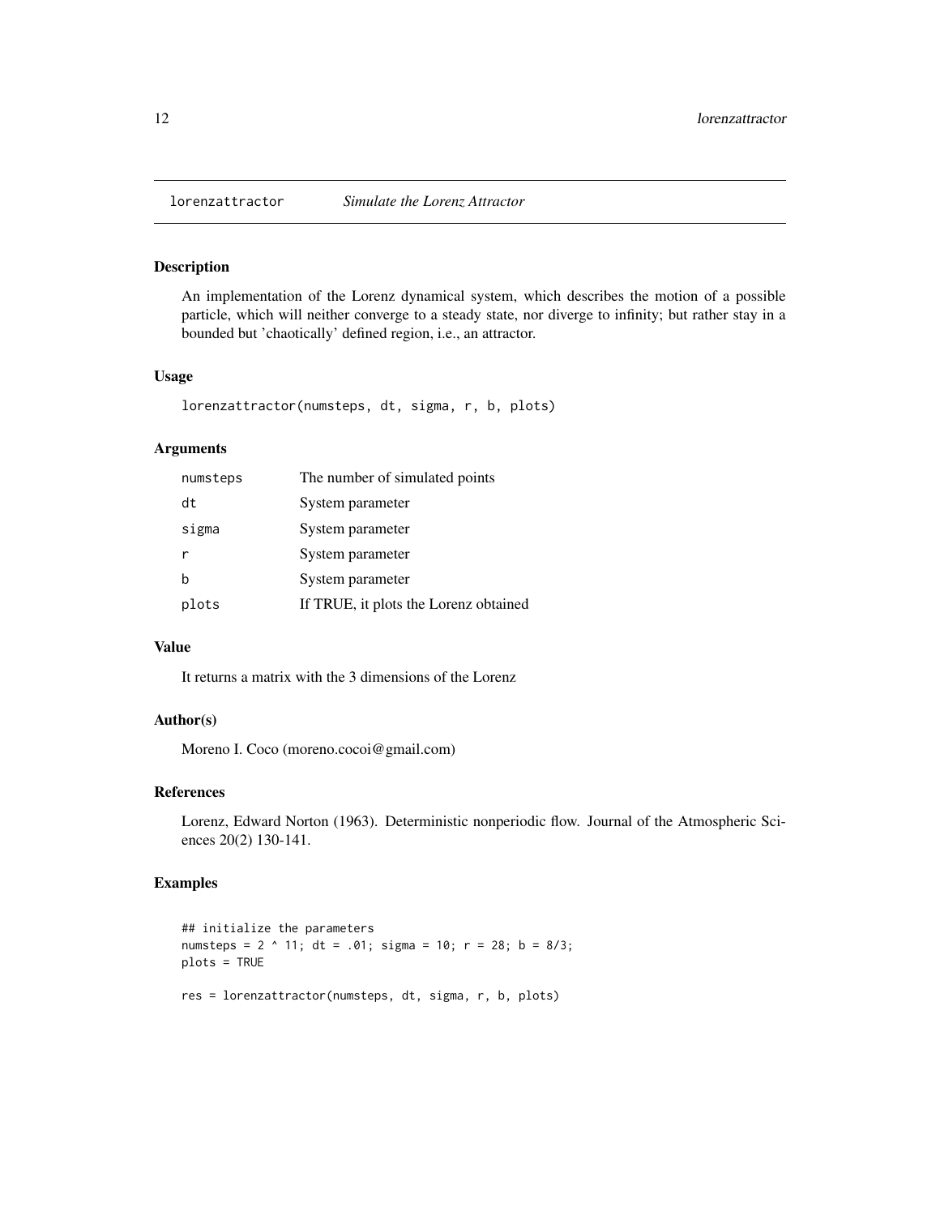# lorenzattractor *Simulate the Lorenz Attractor*

## Description

An implementation of the Lorenz dynamical system, which describes the motion of a possible particle, which will neither converge to a steady state, nor diverge to infinity; but rather stay in a bounded but 'chaotically' defined region, i.e., an attractor.

## Usage

```
lorenzattractor(numsteps, dt, sigma, r, b, plots)
```

## Arguments

| | |
|---|---|
| numsteps | The number of simulated points |
| dt | System parameter |
| sigma | System parameter |
| r | System parameter |
| b | System parameter |
| plots | If TRUE, it plots the Lorenz obtained |

## Value

It returns a matrix with the 3 dimensions of the Lorenz

## Author(s)

Moreno I. Coco (moreno.cocoi@gmail.com)

## References

Lorenz, Edward Norton (1963). Deterministic nonperiodic flow. Journal of the Atmospheric Sciences 20(2) 130-141.

## Examples

```
## initialize the parameters
numsteps = 2 ^ 11; dt = .01; sigma = 10; r = 28; b = 8/3;
plots = TRUE

res = lorenzattractor(numsteps, dt, sigma, r, b, plots)
```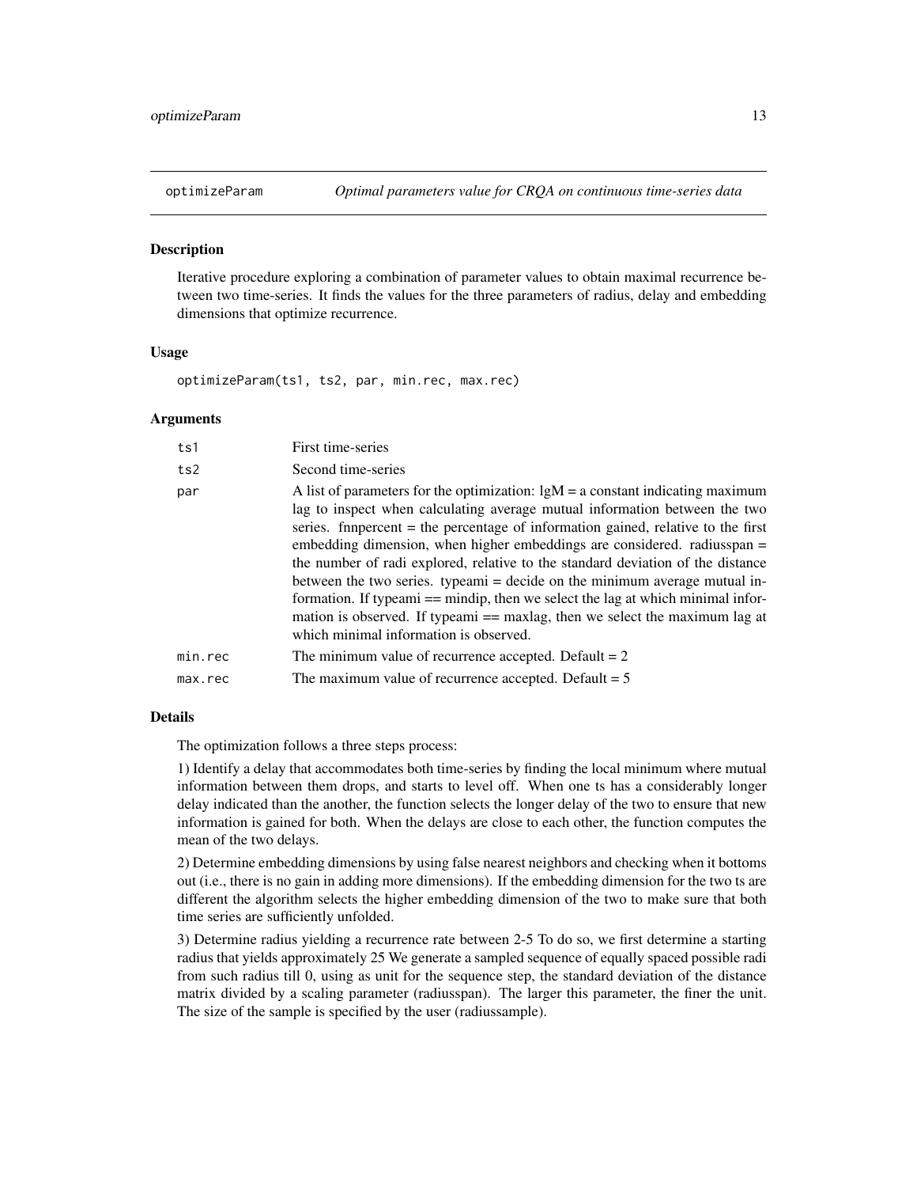## optimizeParam *Optimal parameters value for CRQA on continuous time-series data*

### Description

Iterative procedure exploring a combination of parameter values to obtain maximal recurrence between two time-series. It finds the values for the three parameters of radius, delay and embedding dimensions that optimize recurrence.

### Usage

```
optimizeParam(ts1, ts2, par, min.rec, max.rec)
```

### Arguments

| | |
|---|---|
| `ts1` | First time-series |
| `ts2` | Second time-series |
| `par` | A list of parameters for the optimization: lgM = a constant indicating maximum lag to inspect when calculating average mutual information between the two series. fnnpercent = the percentage of information gained, relative to the first embedding dimension, when higher embeddings are considered. radiusspan = the number of radi explored, relative to the standard deviation of the distance between the two series. typeami = decide on the minimum average mutual information. If typeami == mindip, then we select the lag at which minimal information is observed. If typeami == maxlag, then we select the maximum lag at which minimal information is observed. |
| `min.rec` | The minimum value of recurrence accepted. Default = 2 |
| `max.rec` | The maximum value of recurrence accepted. Default = 5 |

### Details

The optimization follows a three steps process:

1) Identify a delay that accommodates both time-series by finding the local minimum where mutual information between them drops, and starts to level off. When one ts has a considerably longer delay indicated than the another, the function selects the longer delay of the two to ensure that new information is gained for both. When the delays are close to each other, the function computes the mean of the two delays.

2) Determine embedding dimensions by using false nearest neighbors and checking when it bottoms out (i.e., there is no gain in adding more dimensions). If the embedding dimension for the two ts are different the algorithm selects the higher embedding dimension of the two to make sure that both time series are sufficiently unfolded.

3) Determine radius yielding a recurrence rate between 2-5 To do so, we first determine a starting radius that yields approximately 25 We generate a sampled sequence of equally spaced possible radi from such radius till 0, using as unit for the sequence step, the standard deviation of the distance matrix divided by a scaling parameter (radiusspan). The larger this parameter, the finer the unit. The size of the sample is specified by the user (radiussample).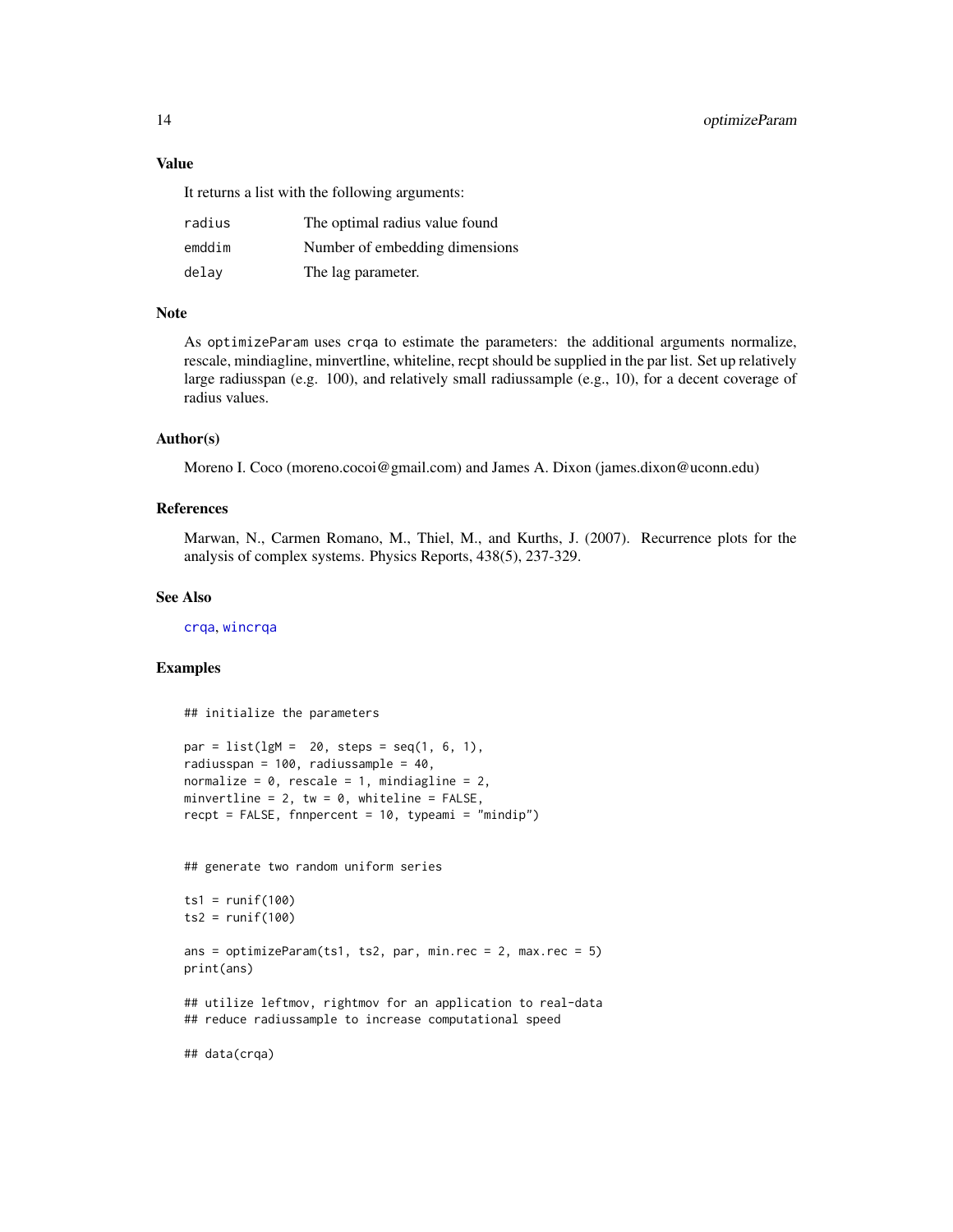### Value

It returns a list with the following arguments:

| | |
|---|---|
| `radius` | The optimal radius value found |
| `emddim` | Number of embedding dimensions |
| `delay` | The lag parameter. |

### Note

As `optimizeParam` uses `crqa` to estimate the parameters: the additional arguments normalize, rescale, mindiagline, minvertline, whiteline, recpt should be supplied in the par list. Set up relatively large radiusspan (e.g. 100), and relatively small radiussample (e.g., 10), for a decent coverage of radius values.

### Author(s)

Moreno I. Coco (moreno.cocoi@gmail.com) and James A. Dixon (james.dixon@uconn.edu)

### References

Marwan, N., Carmen Romano, M., Thiel, M., and Kurths, J. (2007). Recurrence plots for the analysis of complex systems. Physics Reports, 438(5), 237-329.

### See Also

`crqa`, `wincrqa`

### Examples

```
## initialize the parameters

par = list(lgM =  20, steps = seq(1, 6, 1),
radiusspan = 100, radiussample = 40,
normalize = 0, rescale = 1, mindiagline = 2,
minvertline = 2, tw = 0, whiteline = FALSE,
recpt = FALSE, fnnpercent = 10, typeami = "mindip")


## generate two random uniform series

ts1 = runif(100)
ts2 = runif(100)

ans = optimizeParam(ts1, ts2, par, min.rec = 2, max.rec = 5)
print(ans)

## utilize leftmov, rightmov for an application to real-data
## reduce radiussample to increase computational speed

## data(crqa)
```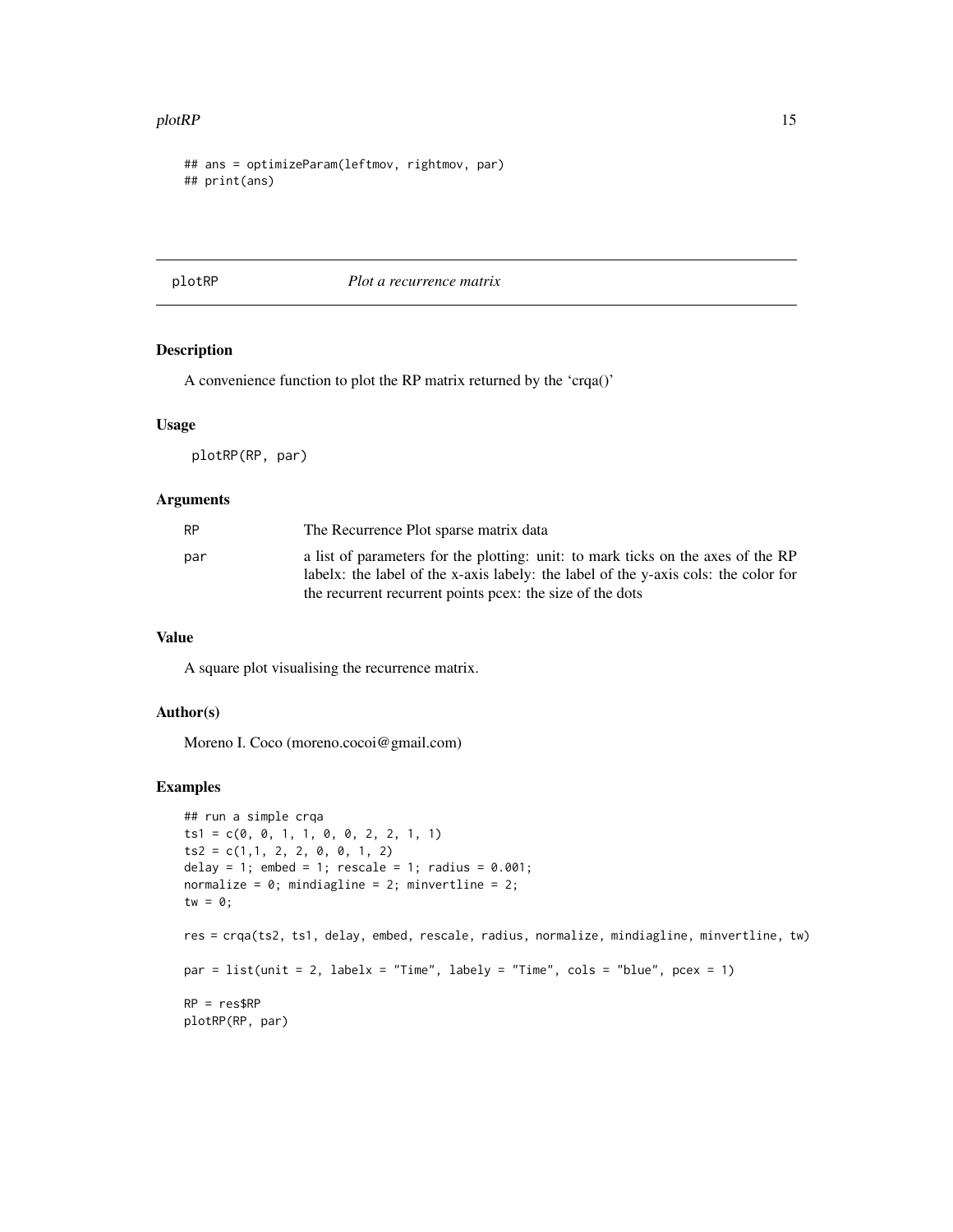```
## ans = optimizeParam(leftmov, rightmov, par)
## print(ans)
```

---

## plotRP *Plot a recurrence matrix*

---

### Description

A convenience function to plot the RP matrix returned by the 'crqa()'

### Usage

```
plotRP(RP, par)
```

### Arguments

| | |
|---|---|
| RP | The Recurrence Plot sparse matrix data |
| par | a list of parameters for the plotting: unit: to mark ticks on the axes of the RP labelx: the label of the x-axis labely: the label of the y-axis cols: the color for the recurrent recurrent points pcex: the size of the dots |

### Value

A square plot visualising the recurrence matrix.

### Author(s)

Moreno I. Coco (moreno.cocoi@gmail.com)

### Examples

```
## run a simple crqa
ts1 = c(0, 0, 1, 1, 0, 0, 2, 2, 1, 1)
ts2 = c(1,1, 2, 2, 0, 0, 1, 2)
delay = 1; embed = 1; rescale = 1; radius = 0.001;
normalize = 0; mindiagline = 2; minvertline = 2;
tw = 0;

res = crqa(ts2, ts1, delay, embed, rescale, radius, normalize, mindiagline, minvertline, tw)

par = list(unit = 2, labelx = "Time", labely = "Time", cols = "blue", pcex = 1)

RP = res$RP
plotRP(RP, par)
```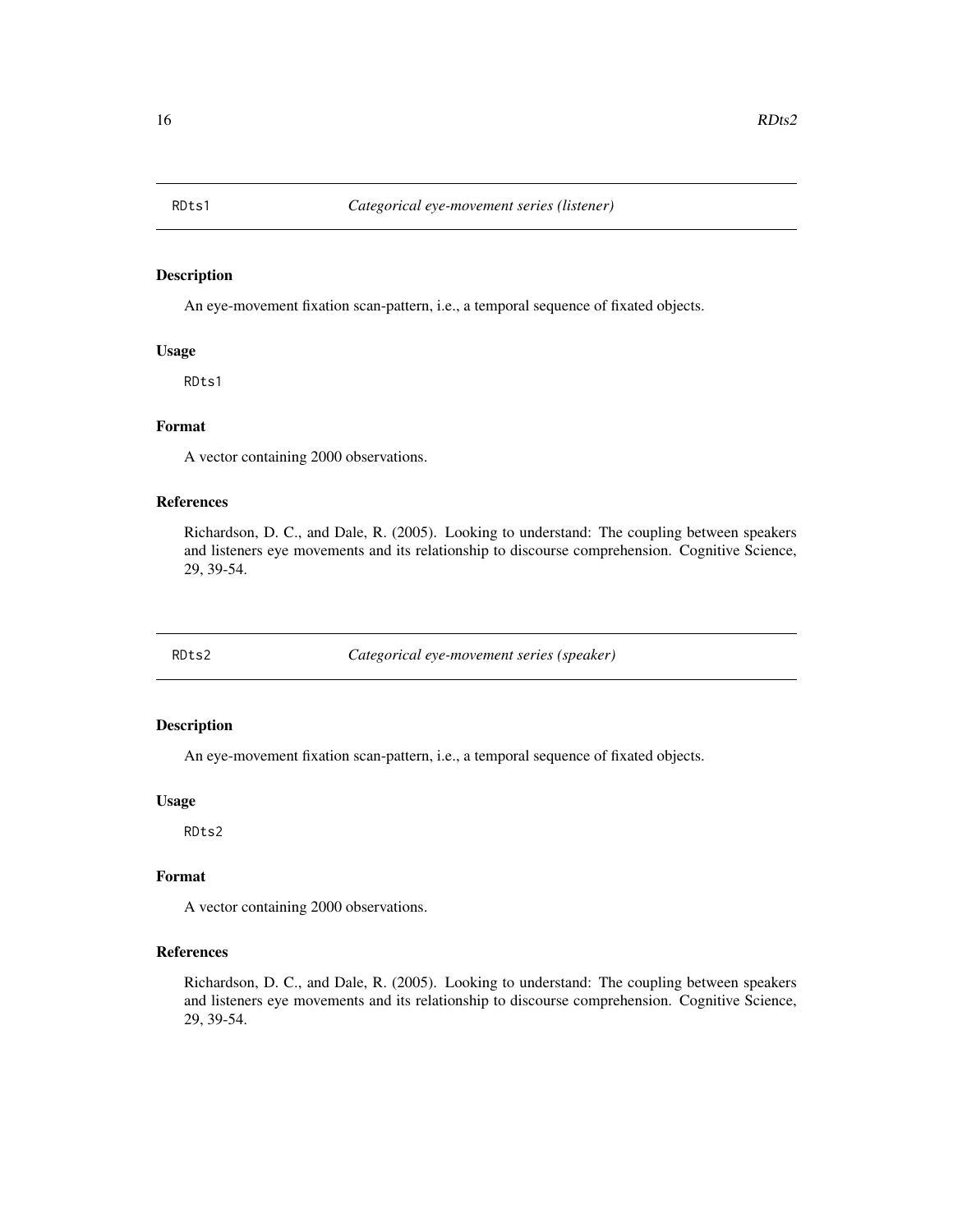## RDts1 *Categorical eye-movement series (listener)*

### Description

An eye-movement fixation scan-pattern, i.e., a temporal sequence of fixated objects.

### Usage

```
RDts1
```

### Format

A vector containing 2000 observations.

### References

Richardson, D. C., and Dale, R. (2005). Looking to understand: The coupling between speakers and listeners eye movements and its relationship to discourse comprehension. Cognitive Science, 29, 39-54.

## RDts2 *Categorical eye-movement series (speaker)*

### Description

An eye-movement fixation scan-pattern, i.e., a temporal sequence of fixated objects.

### Usage

```
RDts2
```

### Format

A vector containing 2000 observations.

### References

Richardson, D. C., and Dale, R. (2005). Looking to understand: The coupling between speakers and listeners eye movements and its relationship to discourse comprehension. Cognitive Science, 29, 39-54.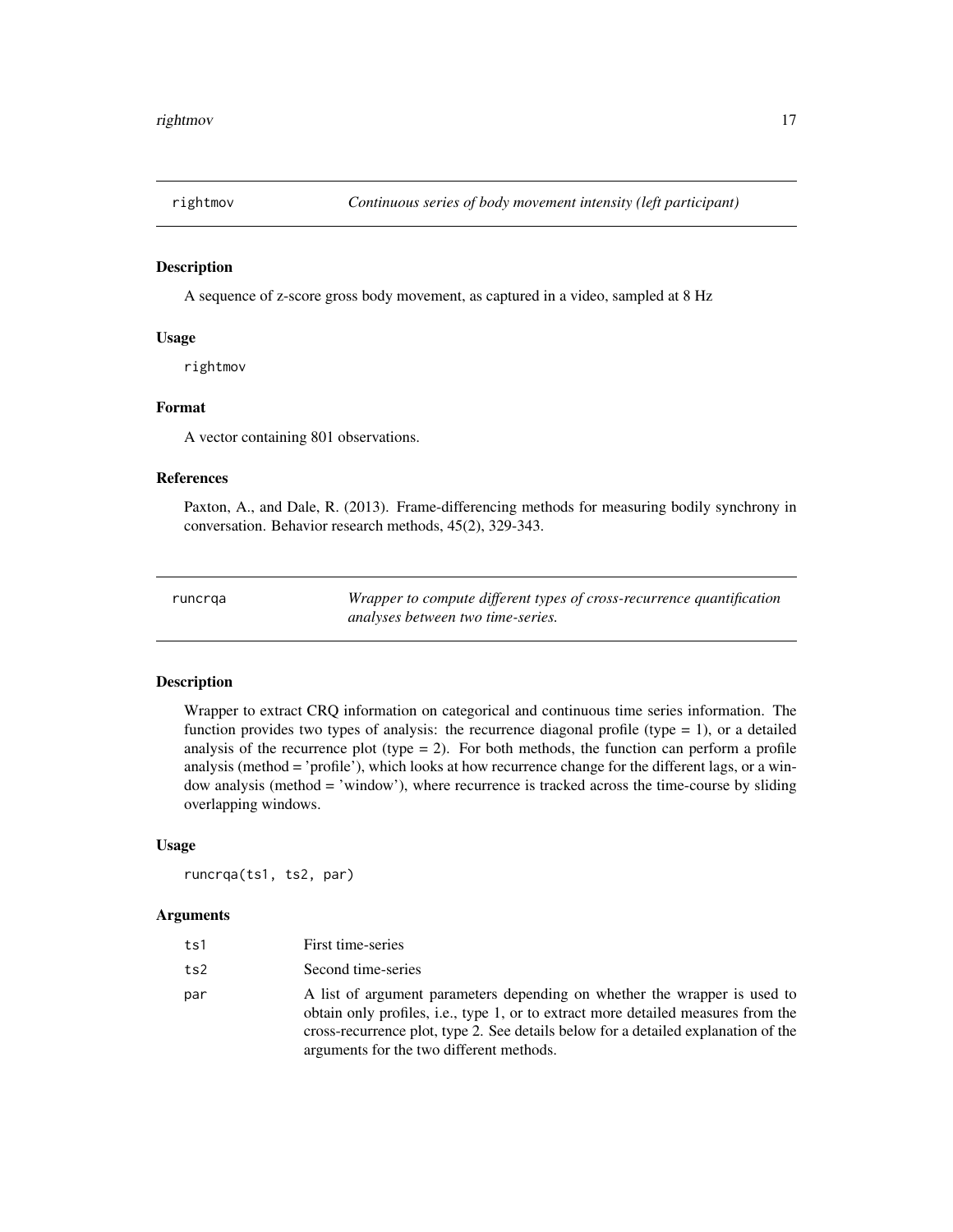## rightmov — *Continuous series of body movement intensity (left participant)*

### Description

A sequence of z-score gross body movement, as captured in a video, sampled at 8 Hz

### Usage

```
rightmov
```

### Format

A vector containing 801 observations.

### References

Paxton, A., and Dale, R. (2013). Frame-differencing methods for measuring bodily synchrony in conversation. Behavior research methods, 45(2), 329-343.

## runcrqa — *Wrapper to compute different types of cross-recurrence quantification analyses between two time-series.*

### Description

Wrapper to extract CRQ information on categorical and continuous time series information. The function provides two types of analysis: the recurrence diagonal profile (type = 1), or a detailed analysis of the recurrence plot (type = 2). For both methods, the function can perform a profile analysis (method = 'profile'), which looks at how recurrence change for the different lags, or a window analysis (method = 'window'), where recurrence is tracked across the time-course by sliding overlapping windows.

### Usage

```
runcrqa(ts1, ts2, par)
```

### Arguments

| | |
|---|---|
| `ts1` | First time-series |
| `ts2` | Second time-series |
| `par` | A list of argument parameters depending on whether the wrapper is used to obtain only profiles, i.e., type 1, or to extract more detailed measures from the cross-recurrence plot, type 2. See details below for a detailed explanation of the arguments for the two different methods. |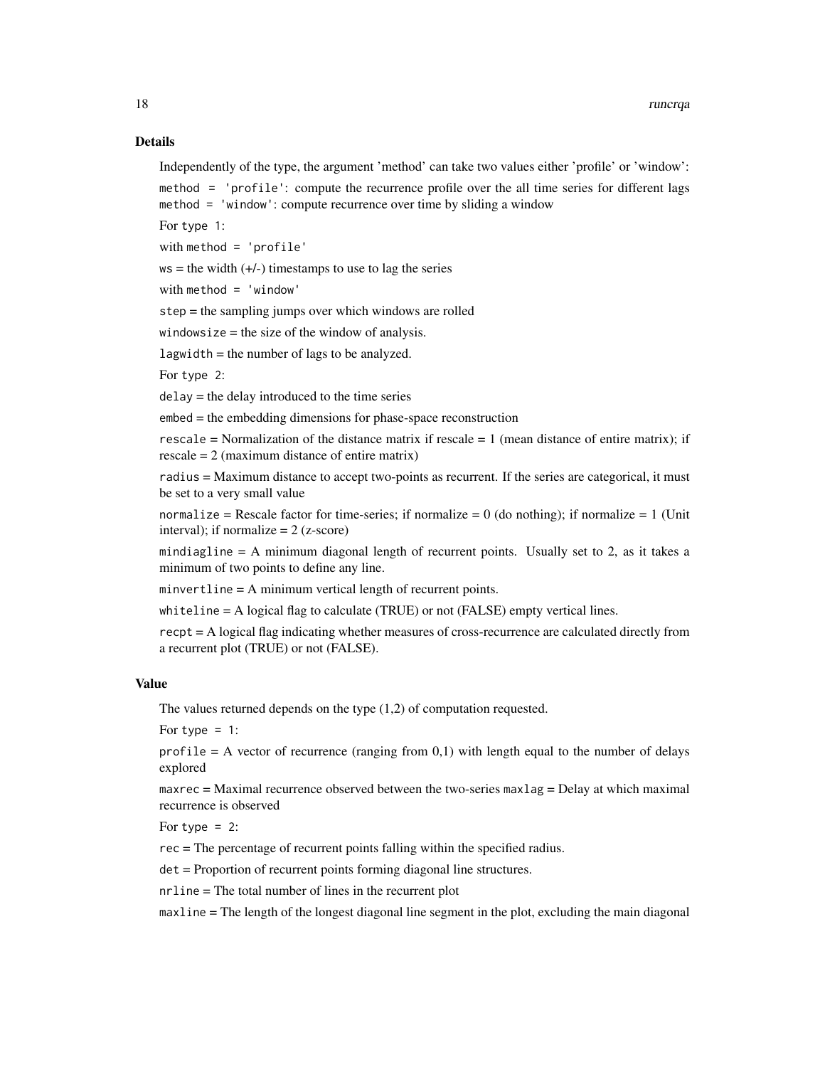## Details

Independently of the type, the argument 'method' can take two values either 'profile' or 'window':

`method = 'profile'`: compute the recurrence profile over the all time series for different lags
`method = 'window'`: compute recurrence over time by sliding a window

For `type 1`:

with `method = 'profile'`

`ws` = the width (+/-) timestamps to use to lag the series

with `method = 'window'`

`step` = the sampling jumps over which windows are rolled

`windowsize` = the size of the window of analysis.

`lagwidth` = the number of lags to be analyzed.

For `type 2`:

`delay` = the delay introduced to the time series

`embed` = the embedding dimensions for phase-space reconstruction

`rescale` = Normalization of the distance matrix if rescale = 1 (mean distance of entire matrix); if rescale = 2 (maximum distance of entire matrix)

`radius` = Maximum distance to accept two-points as recurrent. If the series are categorical, it must be set to a very small value

`normalize` = Rescale factor for time-series; if normalize = 0 (do nothing); if normalize = 1 (Unit interval); if normalize = 2 (z-score)

`mindiagline` = A minimum diagonal length of recurrent points. Usually set to 2, as it takes a minimum of two points to define any line.

`minvertline` = A minimum vertical length of recurrent points.

`whiteline` = A logical flag to calculate (TRUE) or not (FALSE) empty vertical lines.

`recpt` = A logical flag indicating whether measures of cross-recurrence are calculated directly from a recurrent plot (TRUE) or not (FALSE).

## Value

The values returned depends on the type (1,2) of computation requested.

For `type = 1`:

`profile` = A vector of recurrence (ranging from 0,1) with length equal to the number of delays explored

`maxrec` = Maximal recurrence observed between the two-series `maxlag` = Delay at which maximal recurrence is observed

For `type = 2`:

`rec` = The percentage of recurrent points falling within the specified radius.

`det` = Proportion of recurrent points forming diagonal line structures.

`nrline` = The total number of lines in the recurrent plot

`maxline` = The length of the longest diagonal line segment in the plot, excluding the main diagonal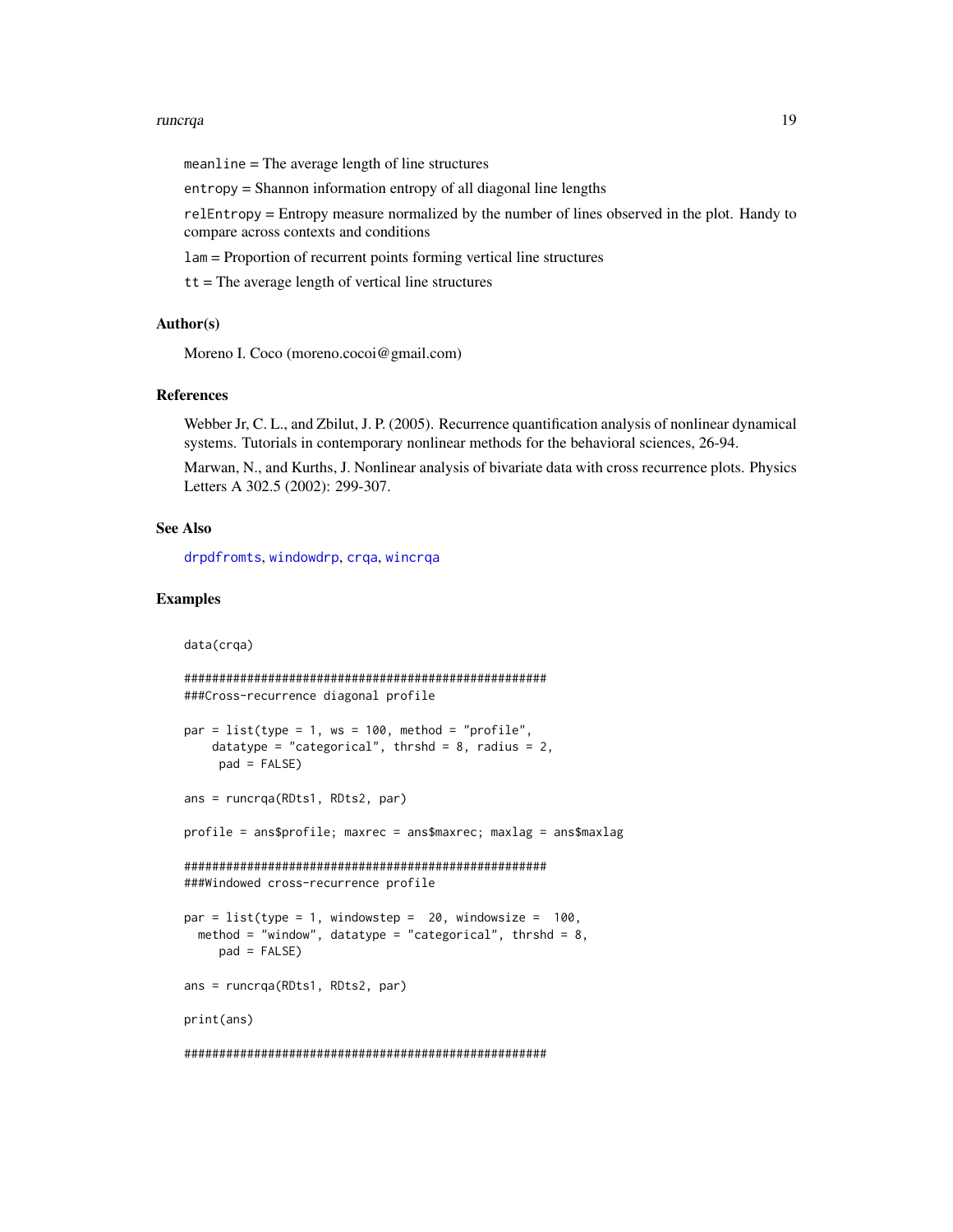`meanline` = The average length of line structures

`entropy` = Shannon information entropy of all diagonal line lengths

`relEntropy` = Entropy measure normalized by the number of lines observed in the plot. Handy to compare across contexts and conditions

`lam` = Proportion of recurrent points forming vertical line structures

`tt` = The average length of vertical line structures

## Author(s)

Moreno I. Coco (moreno.cocoi@gmail.com)

## References

Webber Jr, C. L., and Zbilut, J. P. (2005). Recurrence quantification analysis of nonlinear dynamical systems. Tutorials in contemporary nonlinear methods for the behavioral sciences, 26-94.

Marwan, N., and Kurths, J. Nonlinear analysis of bivariate data with cross recurrence plots. Physics Letters A 302.5 (2002): 299-307.

## See Also

`drpdfromts`, `windowdrp`, `crqa`, `wincrqa`

## Examples

```
data(crqa)

####################################################
###Cross-recurrence diagonal profile

par = list(type = 1, ws = 100, method = "profile",
    datatype = "categorical", thrshd = 8, radius = 2,
     pad = FALSE)

ans = runcrqa(RDts1, RDts2, par)

profile = ans$profile; maxrec = ans$maxrec; maxlag = ans$maxlag

####################################################
###Windowed cross-recurrence profile

par = list(type = 1, windowstep =  20, windowsize =  100,
  method = "window", datatype = "categorical", thrshd = 8,
     pad = FALSE)

ans = runcrqa(RDts1, RDts2, par)

print(ans)

####################################################
```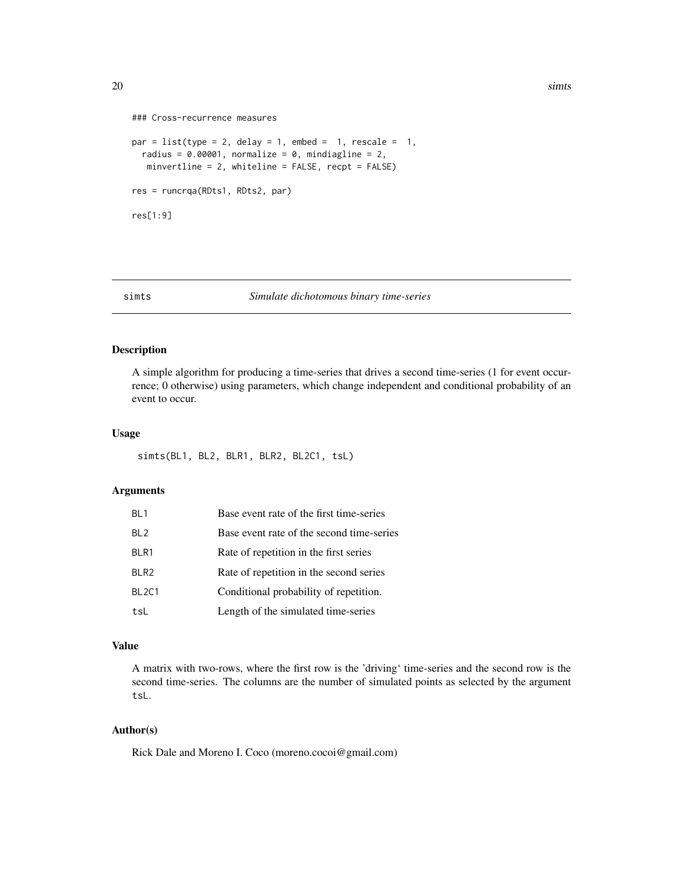```
### Cross-recurrence measures

par = list(type = 2, delay = 1, embed =  1, rescale =  1,
  radius = 0.00001, normalize = 0, mindiagline = 2,
   minvertline = 2, whiteline = FALSE, recpt = FALSE)

res = runcrqa(RDts1, RDts2, par)

res[1:9]
```

---

## simts — *Simulate dichotomous binary time-series*

---

### Description

A simple algorithm for producing a time-series that drives a second time-series (1 for event occurrence; 0 otherwise) using parameters, which change independent and conditional probability of an event to occur.

### Usage

```
simts(BL1, BL2, BLR1, BLR2, BL2C1, tsL)
```

### Arguments

| | |
|---|---|
| BL1 | Base event rate of the first time-series |
| BL2 | Base event rate of the second time-series |
| BLR1 | Rate of repetition in the first series |
| BLR2 | Rate of repetition in the second series |
| BL2C1 | Conditional probability of repetition. |
| tsL | Length of the simulated time-series |

### Value

A matrix with two-rows, where the first row is the 'driving' time-series and the second row is the second time-series. The columns are the number of simulated points as selected by the argument `tsL`.

### Author(s)

Rick Dale and Moreno I. Coco (moreno.cocoi@gmail.com)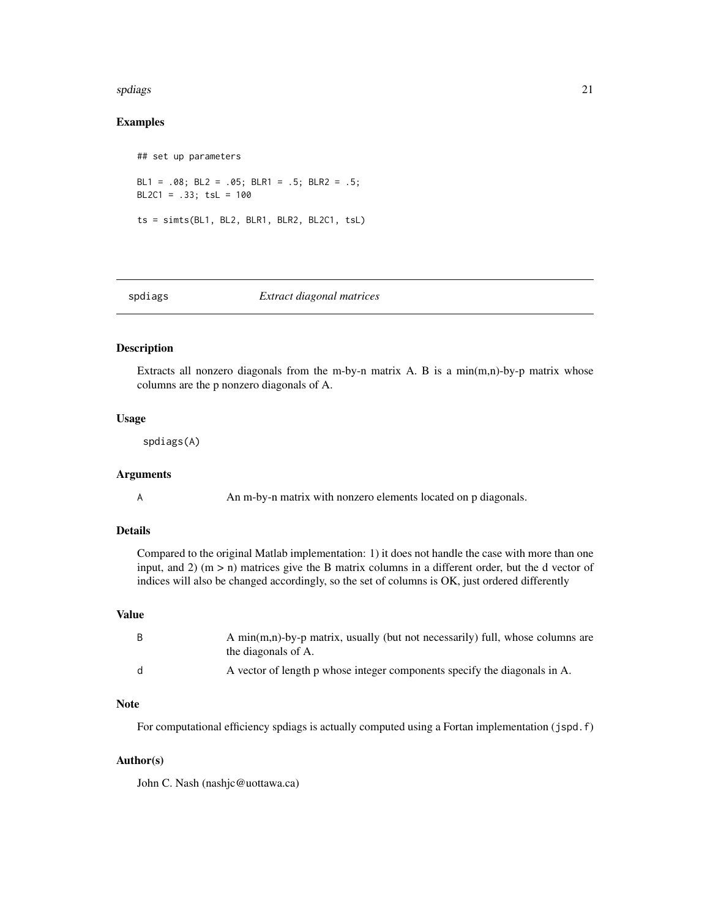### Examples

```
## set up parameters

BL1 = .08; BL2 = .05; BLR1 = .5; BLR2 = .5;
BL2C1 = .33; tsL = 100

ts = simts(BL1, BL2, BLR1, BLR2, BL2C1, tsL)
```

---

## spdiags — *Extract diagonal matrices*

---

### Description

Extracts all nonzero diagonals from the m-by-n matrix A. B is a min(m,n)-by-p matrix whose columns are the p nonzero diagonals of A.

### Usage

```
spdiags(A)
```

### Arguments

| | |
|---|---|
| A | An m-by-n matrix with nonzero elements located on p diagonals. |

### Details

Compared to the original Matlab implementation: 1) it does not handle the case with more than one input, and 2) (m > n) matrices give the B matrix columns in a different order, but the d vector of indices will also be changed accordingly, so the set of columns is OK, just ordered differently

### Value

| | |
|---|---|
| B | A min(m,n)-by-p matrix, usually (but not necessarily) full, whose columns are the diagonals of A. |
| d | A vector of length p whose integer components specify the diagonals in A. |

### Note

For computational efficiency spdiags is actually computed using a Fortan implementation (`jspd.f`)

### Author(s)

John C. Nash (nashjc@uottawa.ca)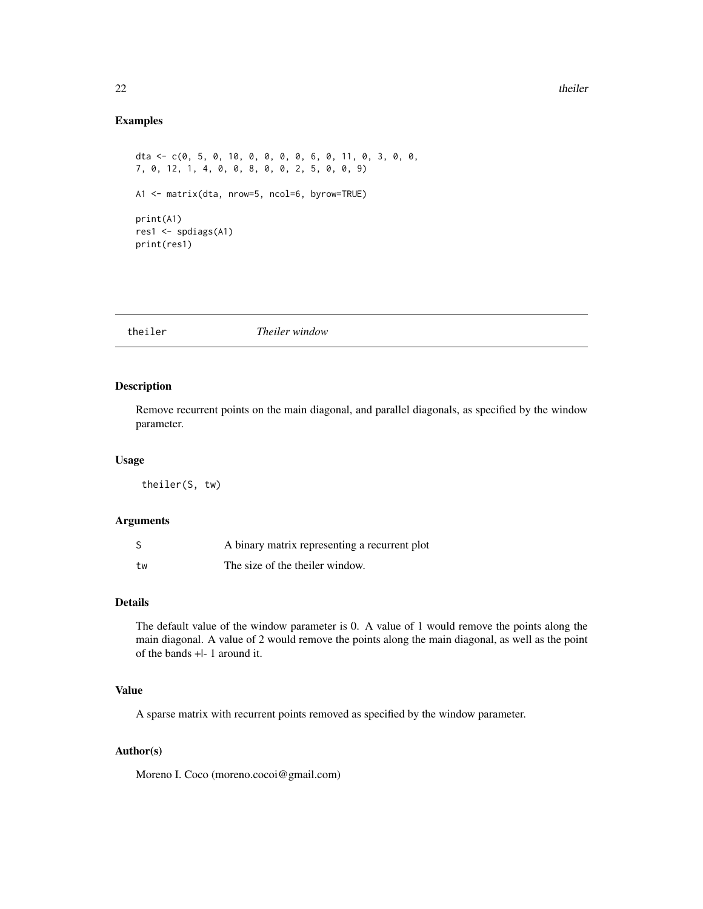## Examples

```
dta <- c(0, 5, 0, 10, 0, 0, 0, 0, 6, 0, 11, 0, 3, 0, 0,
7, 0, 12, 1, 4, 0, 0, 8, 0, 0, 2, 5, 0, 0, 9)

A1 <- matrix(dta, nrow=5, ncol=6, byrow=TRUE)

print(A1)
res1 <- spdiags(A1)
print(res1)
```

---

## theiler &nbsp;&nbsp;&nbsp;&nbsp;&nbsp;&nbsp; *Theiler window*

---

### Description

Remove recurrent points on the main diagonal, and parallel diagonals, as specified by the window parameter.

### Usage

```
theiler(S, tw)
```

### Arguments

| | |
|---|---|
| S | A binary matrix representing a recurrent plot |
| tw | The size of the theiler window. |

### Details

The default value of the window parameter is 0. A value of 1 would remove the points along the main diagonal. A value of 2 would remove the points along the main diagonal, as well as the point of the bands +|- 1 around it.

### Value

A sparse matrix with recurrent points removed as specified by the window parameter.

### Author(s)

Moreno I. Coco (moreno.cocoi@gmail.com)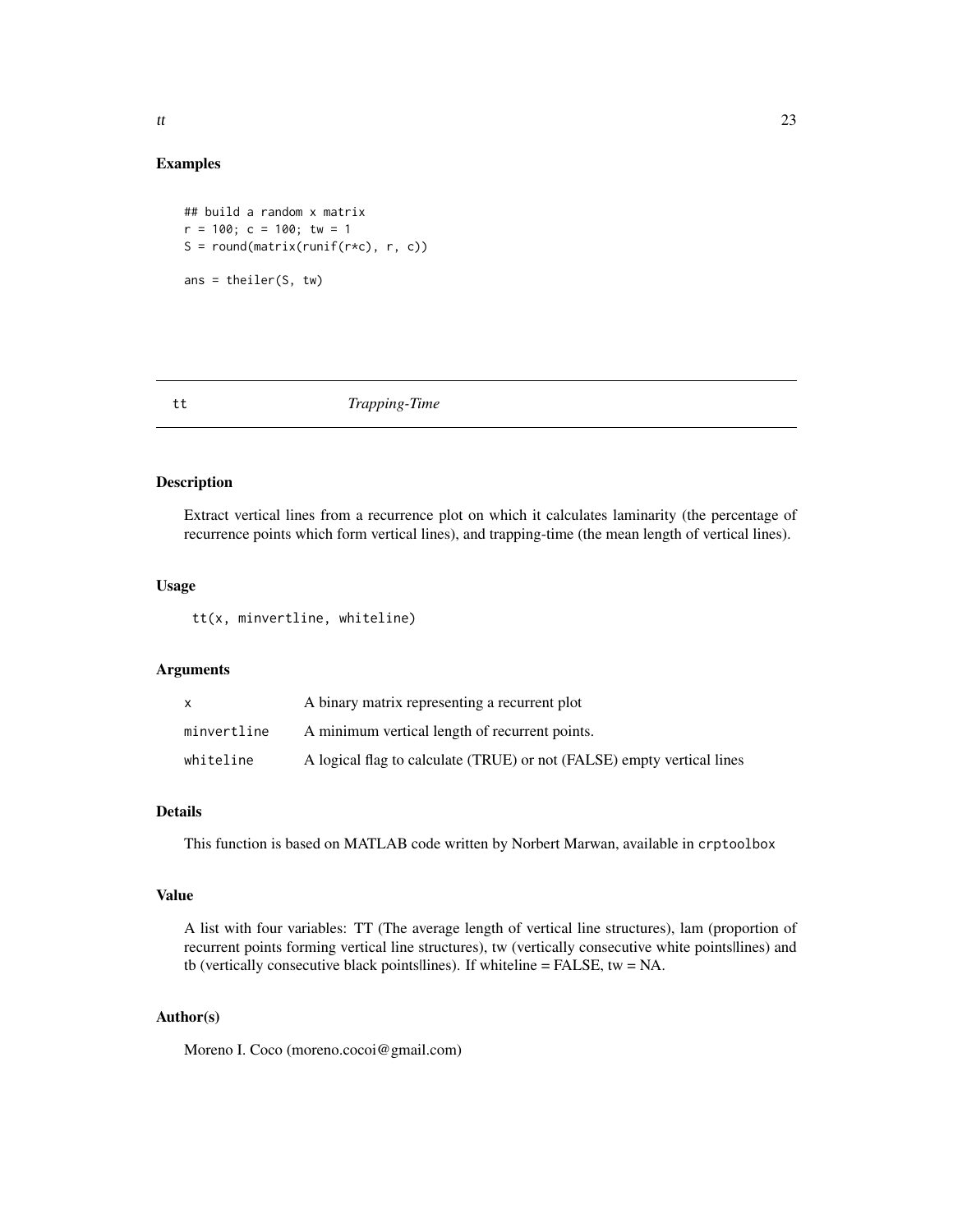## Examples

```
## build a random x matrix
r = 100; c = 100; tw = 1
S = round(matrix(runif(r*c), r, c))

ans = theiler(S, tw)
```

---

# tt — *Trapping-Time*

---

## Description

Extract vertical lines from a recurrence plot on which it calculates laminarity (the percentage of recurrence points which form vertical lines), and trapping-time (the mean length of vertical lines).

## Usage

```
tt(x, minvertline, whiteline)
```

## Arguments

| | |
|---|---|
| `x` | A binary matrix representing a recurrent plot |
| `minvertline` | A minimum vertical length of recurrent points. |
| `whiteline` | A logical flag to calculate (TRUE) or not (FALSE) empty vertical lines |

## Details

This function is based on MATLAB code written by Norbert Marwan, available in `crptoolbox`

## Value

A list with four variables: TT (The average length of vertical line structures), lam (proportion of recurrent points forming vertical line structures), tw (vertically consecutive white points|lines) and tb (vertically consecutive black points|lines). If whiteline = FALSE, tw = NA.

## Author(s)

Moreno I. Coco (moreno.cocoi@gmail.com)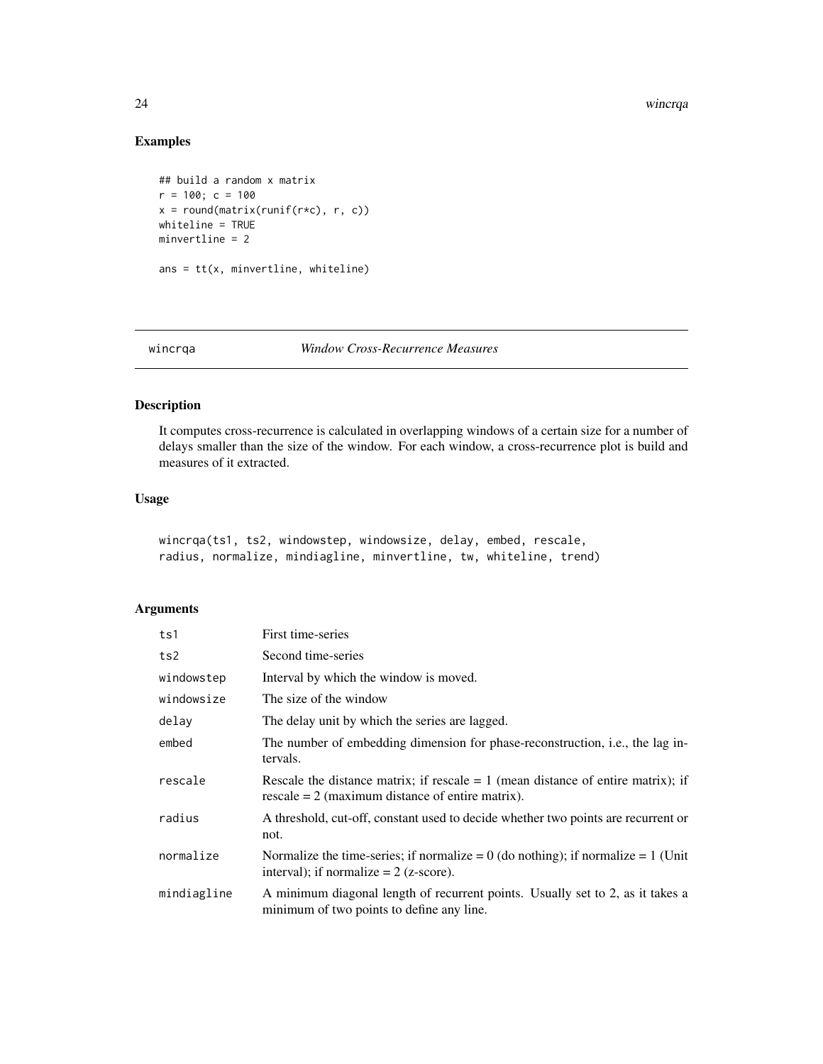## Examples

```
## build a random x matrix
r = 100; c = 100
x = round(matrix(runif(r*c), r, c))
whiteline = TRUE
minvertline = 2

ans = tt(x, minvertline, whiteline)
```

---

## wincrqa — *Window Cross-Recurrence Measures*

### Description

It computes cross-recurrence is calculated in overlapping windows of a certain size for a number of delays smaller than the size of the window. For each window, a cross-recurrence plot is build and measures of it extracted.

### Usage

```
wincrqa(ts1, ts2, windowstep, windowsize, delay, embed, rescale,
radius, normalize, mindiagline, minvertline, tw, whiteline, trend)
```

### Arguments

| Argument | Description |
|---|---|
| ts1 | First time-series |
| ts2 | Second time-series |
| windowstep | Interval by which the window is moved. |
| windowsize | The size of the window |
| delay | The delay unit by which the series are lagged. |
| embed | The number of embedding dimension for phase-reconstruction, i.e., the lag intervals. |
| rescale | Rescale the distance matrix; if rescale = 1 (mean distance of entire matrix); if rescale = 2 (maximum distance of entire matrix). |
| radius | A threshold, cut-off, constant used to decide whether two points are recurrent or not. |
| normalize | Normalize the time-series; if normalize = 0 (do nothing); if normalize = 1 (Unit interval); if normalize = 2 (z-score). |
| mindiagline | A minimum diagonal length of recurrent points. Usually set to 2, as it takes a minimum of two points to define any line. |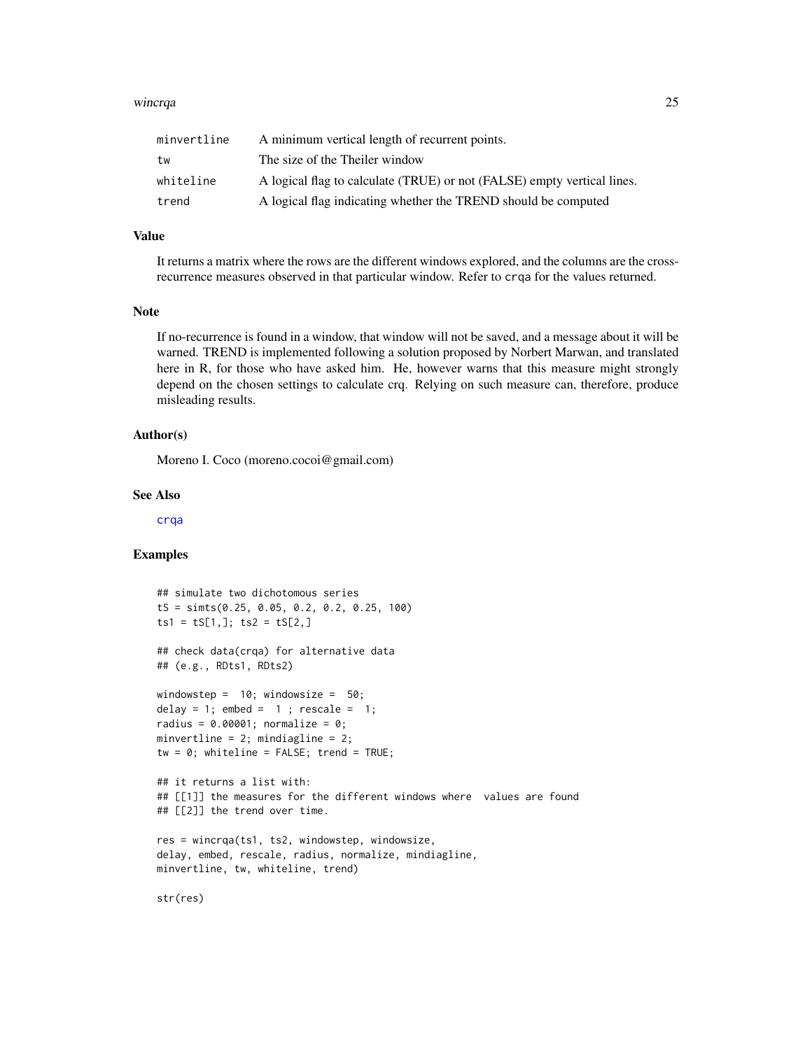| | |
|---|---|
| minvertline | A minimum vertical length of recurrent points. |
| tw | The size of the Theiler window |
| whiteline | A logical flag to calculate (TRUE) or not (FALSE) empty vertical lines. |
| trend | A logical flag indicating whether the TREND should be computed |

## Value

It returns a matrix where the rows are the different windows explored, and the columns are the cross-recurrence measures observed in that particular window. Refer to crqa for the values returned.

## Note

If no-recurrence is found in a window, that window will not be saved, and a message about it will be warned. TREND is implemented following a solution proposed by Norbert Marwan, and translated here in R, for those who have asked him. He, however warns that this measure might strongly depend on the chosen settings to calculate crq. Relying on such measure can, therefore, produce misleading results.

## Author(s)

Moreno I. Coco (moreno.cocoi@gmail.com)

## See Also

crqa

## Examples

```
## simulate two dichotomous series
tS = simts(0.25, 0.05, 0.2, 0.2, 0.25, 100)
ts1 = tS[1,]; ts2 = tS[2,]

## check data(crqa) for alternative data
## (e.g., RDts1, RDts2)

windowstep =  10; windowsize =  50;
delay = 1; embed =  1 ; rescale =  1;
radius = 0.00001; normalize = 0;
minvertline = 2; mindiagline = 2;
tw = 0; whiteline = FALSE; trend = TRUE;

## it returns a list with:
## [[1]] the measures for the different windows where  values are found
## [[2]] the trend over time.

res = wincrqa(ts1, ts2, windowstep, windowsize,
delay, embed, rescale, radius, normalize, mindiagline,
minvertline, tw, whiteline, trend)

str(res)
```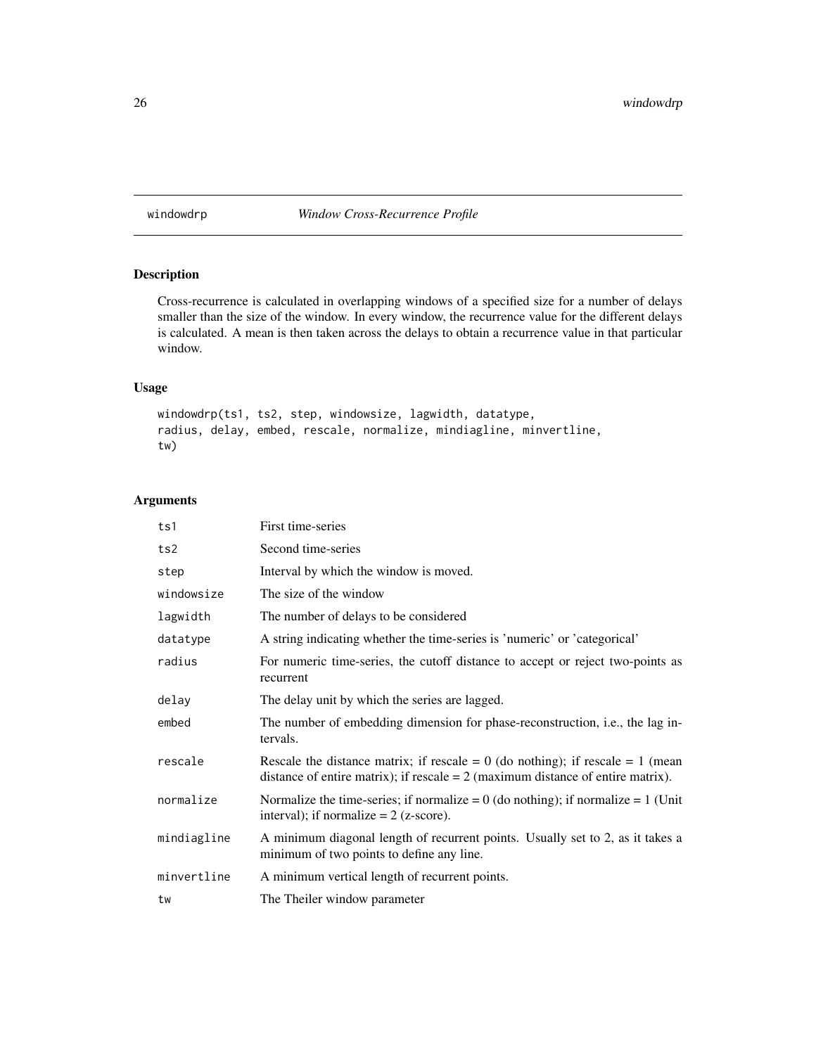# windowdrp *Window Cross-Recurrence Profile*

## Description

Cross-recurrence is calculated in overlapping windows of a specified size for a number of delays smaller than the size of the window. In every window, the recurrence value for the different delays is calculated. A mean is then taken across the delays to obtain a recurrence value in that particular window.

## Usage

```
windowdrp(ts1, ts2, step, windowsize, lagwidth, datatype,
radius, delay, embed, rescale, normalize, mindiagline, minvertline,
tw)
```

## Arguments

| | |
|---|---|
| ts1 | First time-series |
| ts2 | Second time-series |
| step | Interval by which the window is moved. |
| windowsize | The size of the window |
| lagwidth | The number of delays to be considered |
| datatype | A string indicating whether the time-series is 'numeric' or 'categorical' |
| radius | For numeric time-series, the cutoff distance to accept or reject two-points as recurrent |
| delay | The delay unit by which the series are lagged. |
| embed | The number of embedding dimension for phase-reconstruction, i.e., the lag intervals. |
| rescale | Rescale the distance matrix; if rescale = 0 (do nothing); if rescale = 1 (mean distance of entire matrix); if rescale = 2 (maximum distance of entire matrix). |
| normalize | Normalize the time-series; if normalize = 0 (do nothing); if normalize = 1 (Unit interval); if normalize = 2 (z-score). |
| mindiagline | A minimum diagonal length of recurrent points. Usually set to 2, as it takes a minimum of two points to define any line. |
| minvertline | A minimum vertical length of recurrent points. |
| tw | The Theiler window parameter |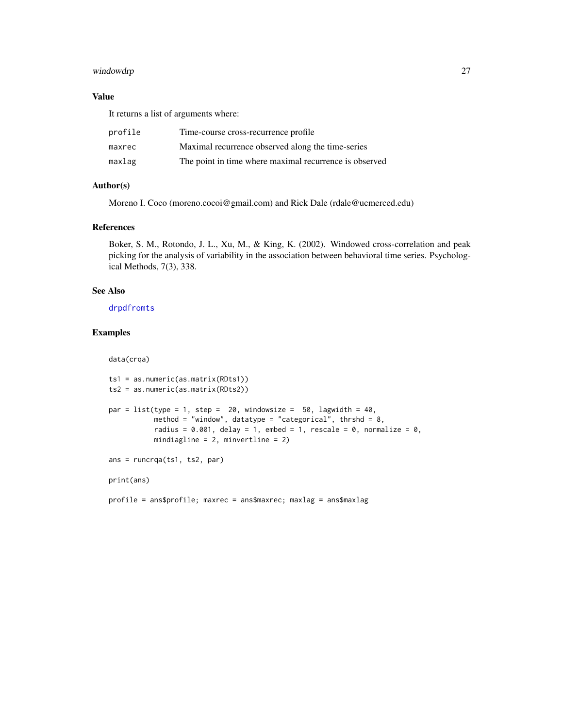## Value

It returns a list of arguments where:

| | |
|---|---|
| profile | Time-course cross-recurrence profile |
| maxrec | Maximal recurrence observed along the time-series |
| maxlag | The point in time where maximal recurrence is observed |

## Author(s)

Moreno I. Coco (moreno.cocoi@gmail.com) and Rick Dale (rdale@ucmerced.edu)

## References

Boker, S. M., Rotondo, J. L., Xu, M., & King, K. (2002). Windowed cross-correlation and peak picking for the analysis of variability in the association between behavioral time series. Psychological Methods, 7(3), 338.

## See Also

drpdfromts

## Examples

```
data(crqa)

ts1 = as.numeric(as.matrix(RDts1))
ts2 = as.numeric(as.matrix(RDts2))

par = list(type = 1, step =  20, windowsize =  50, lagwidth = 40,
           method = "window", datatype = "categorical", thrshd = 8,
           radius = 0.001, delay = 1, embed = 1, rescale = 0, normalize = 0,
           mindiagline = 2, minvertline = 2)

ans = runcrqa(ts1, ts2, par)

print(ans)

profile = ans$profile; maxrec = ans$maxrec; maxlag = ans$maxlag
```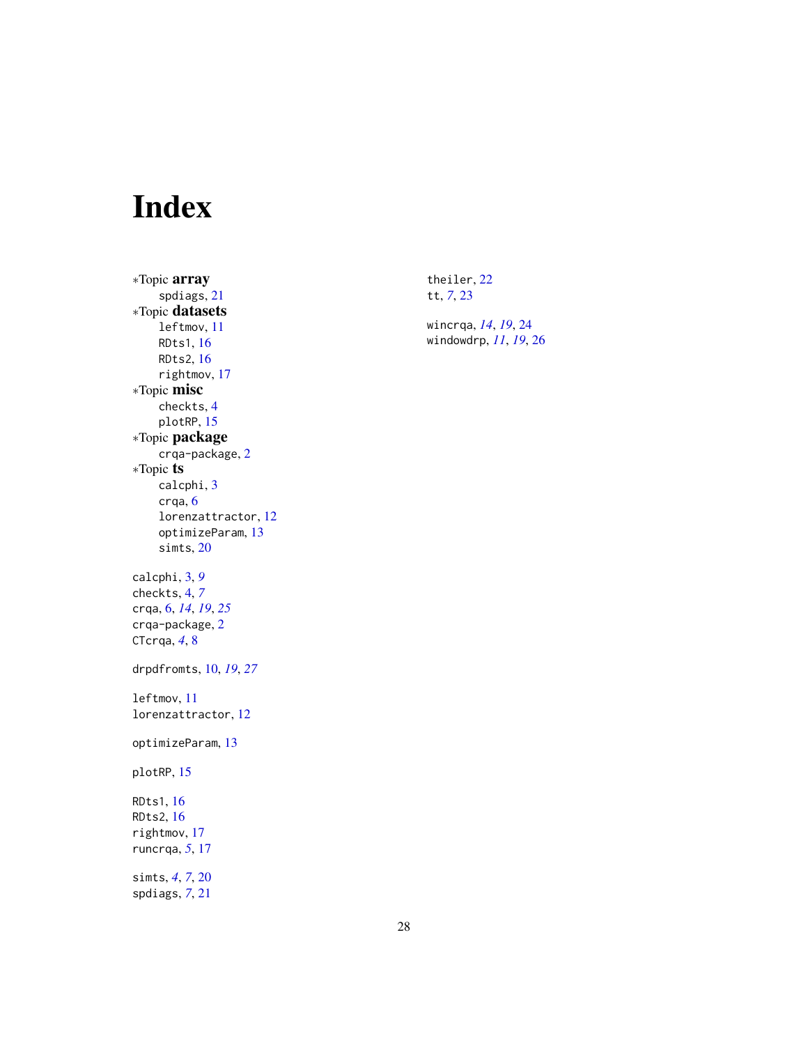# Index

*Topic **array**
  spdiags, 21
*Topic **datasets**
  leftmov, 11
  RDts1, 16
  RDts2, 16
  rightmov, 17
*Topic **misc**
  checkts, 4
  plotRP, 15
*Topic **package**
  crqa-package, 2
*Topic **ts**
  calcphi, 3
  crqa, 6
  lorenzattractor, 12
  optimizeParam, 13
  simts, 20

calcphi, 3, *9*
checkts, 4, *7*
crqa, 6, *14*, *19*, *25*
crqa-package, 2
CTcrqa, *4*, 8

drpdfromts, 10, *19*, *27*

leftmov, 11
lorenzattractor, 12

optimizeParam, 13

plotRP, 15

RDts1, 16
RDts2, 16
rightmov, 17
runcrqa, *5*, 17

simts, *4*, *7*, 20
spdiags, *7*, 21

theiler, 22
tt, *7*, 23

wincrqa, *14*, *19*, 24
windowdrp, *11*, *19*, 26